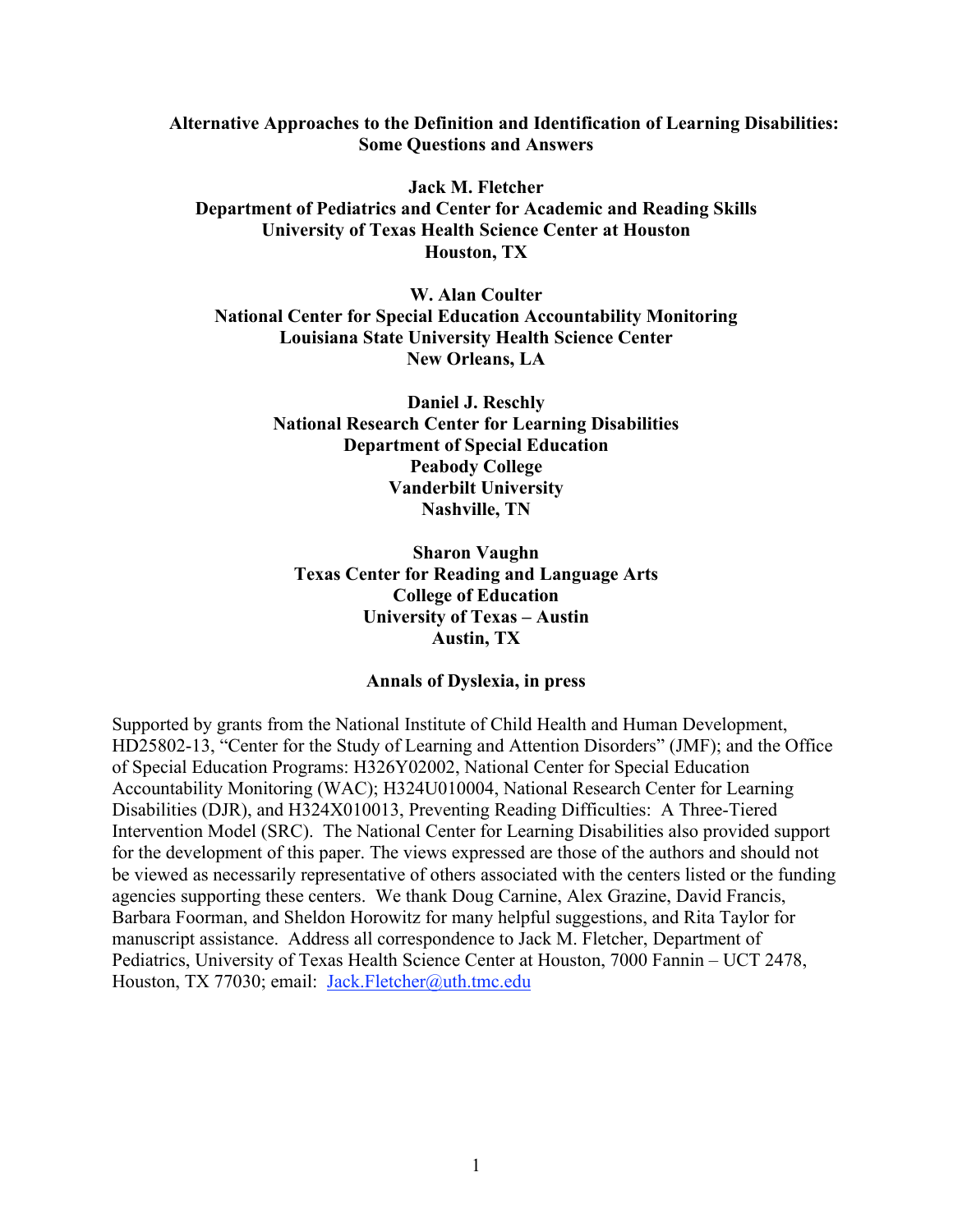# Alternative Approaches to the Definition and Identification of Learning Disabilities: Some Questions and Answers

**Jack M. Fletcher**
**Department of Pediatrics and Center for Academic and Reading Skills**
**University of Texas Health Science Center at Houston**
**Houston, TX**

**W. Alan Coulter**
**National Center for Special Education Accountability Monitoring**
**Louisiana State University Health Science Center**
**New Orleans, LA**

**Daniel J. Reschly**
**National Research Center for Learning Disabilities**
**Department of Special Education**
**Peabody College**
**Vanderbilt University**
**Nashville, TN**

**Sharon Vaughn**
**Texas Center for Reading and Language Arts**
**College of Education**
**University of Texas – Austin**
**Austin, TX**

**Annals of Dyslexia, in press**

Supported by grants from the National Institute of Child Health and Human Development, HD25802-13, "Center for the Study of Learning and Attention Disorders" (JMF); and the Office of Special Education Programs: H326Y02002, National Center for Special Education Accountability Monitoring (WAC); H324U010004, National Research Center for Learning Disabilities (DJR), and H324X010013, Preventing Reading Difficulties: A Three-Tiered Intervention Model (SRC). The National Center for Learning Disabilities also provided support for the development of this paper. The views expressed are those of the authors and should not be viewed as necessarily representative of others associated with the centers listed or the funding agencies supporting these centers. We thank Doug Carnine, Alex Grazine, David Francis, Barbara Foorman, and Sheldon Horowitz for many helpful suggestions, and Rita Taylor for manuscript assistance. Address all correspondence to Jack M. Fletcher, Department of Pediatrics, University of Texas Health Science Center at Houston, 7000 Fannin – UCT 2478, Houston, TX 77030; email: Jack.Fletcher@uth.tmc.edu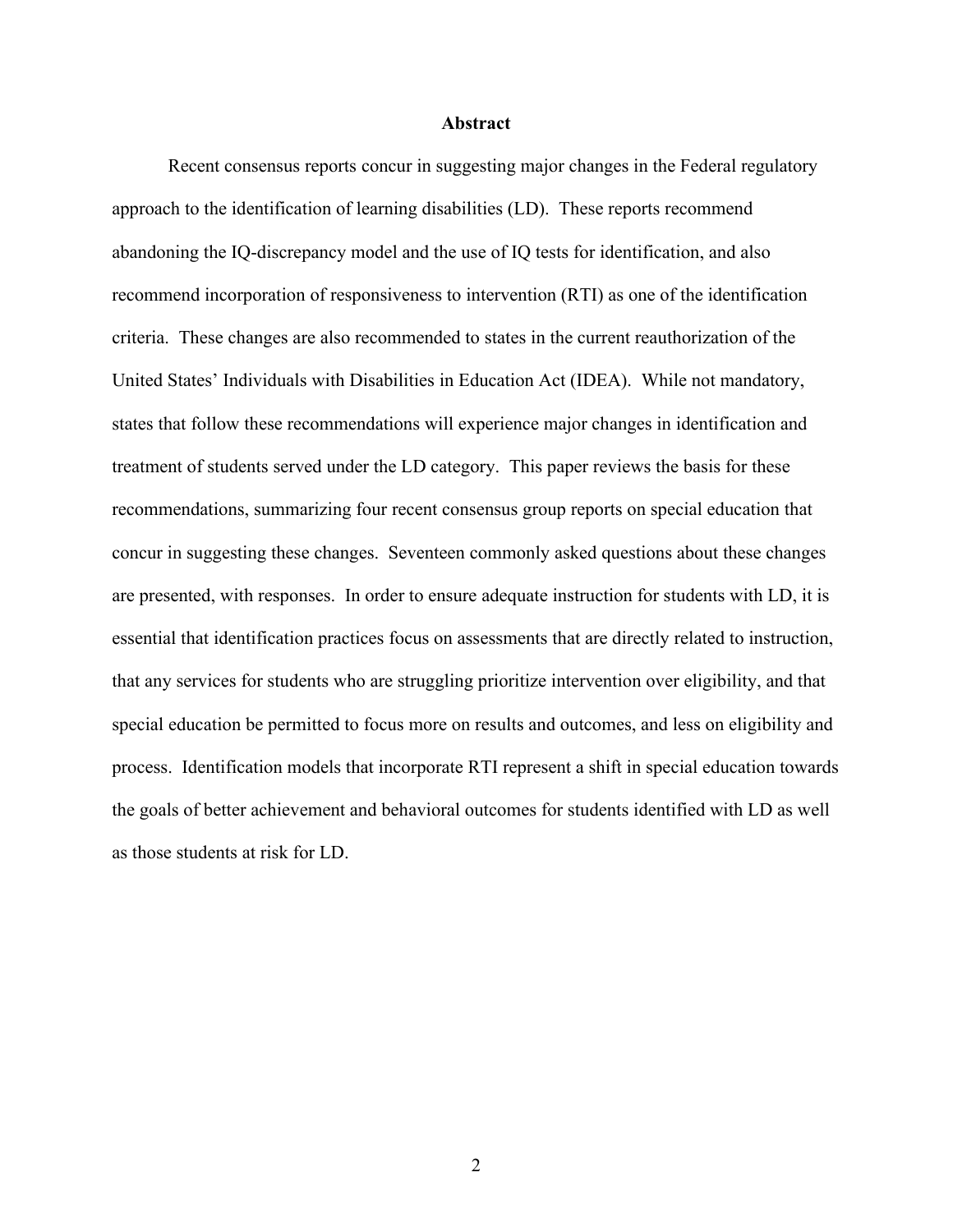## Abstract

Recent consensus reports concur in suggesting major changes in the Federal regulatory approach to the identification of learning disabilities (LD). These reports recommend abandoning the IQ-discrepancy model and the use of IQ tests for identification, and also recommend incorporation of responsiveness to intervention (RTI) as one of the identification criteria. These changes are also recommended to states in the current reauthorization of the United States' Individuals with Disabilities in Education Act (IDEA). While not mandatory, states that follow these recommendations will experience major changes in identification and treatment of students served under the LD category. This paper reviews the basis for these recommendations, summarizing four recent consensus group reports on special education that concur in suggesting these changes. Seventeen commonly asked questions about these changes are presented, with responses. In order to ensure adequate instruction for students with LD, it is essential that identification practices focus on assessments that are directly related to instruction, that any services for students who are struggling prioritize intervention over eligibility, and that special education be permitted to focus more on results and outcomes, and less on eligibility and process. Identification models that incorporate RTI represent a shift in special education towards the goals of better achievement and behavioral outcomes for students identified with LD as well as those students at risk for LD.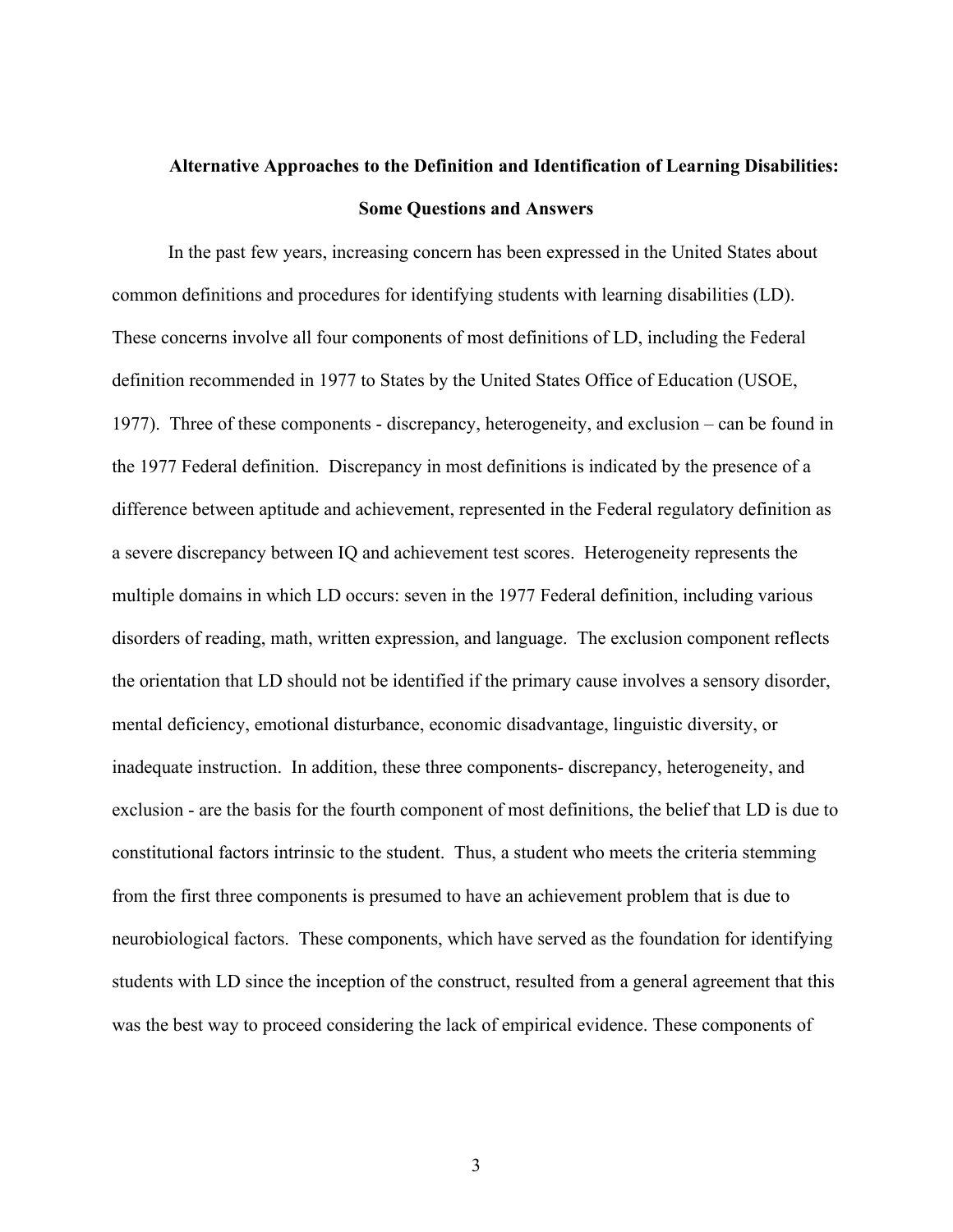# Alternative Approaches to the Definition and Identification of Learning Disabilities: Some Questions and Answers

In the past few years, increasing concern has been expressed in the United States about common definitions and procedures for identifying students with learning disabilities (LD). These concerns involve all four components of most definitions of LD, including the Federal definition recommended in 1977 to States by the United States Office of Education (USOE, 1977). Three of these components - discrepancy, heterogeneity, and exclusion – can be found in the 1977 Federal definition. Discrepancy in most definitions is indicated by the presence of a difference between aptitude and achievement, represented in the Federal regulatory definition as a severe discrepancy between IQ and achievement test scores. Heterogeneity represents the multiple domains in which LD occurs: seven in the 1977 Federal definition, including various disorders of reading, math, written expression, and language. The exclusion component reflects the orientation that LD should not be identified if the primary cause involves a sensory disorder, mental deficiency, emotional disturbance, economic disadvantage, linguistic diversity, or inadequate instruction. In addition, these three components- discrepancy, heterogeneity, and exclusion - are the basis for the fourth component of most definitions, the belief that LD is due to constitutional factors intrinsic to the student. Thus, a student who meets the criteria stemming from the first three components is presumed to have an achievement problem that is due to neurobiological factors. These components, which have served as the foundation for identifying students with LD since the inception of the construct, resulted from a general agreement that this was the best way to proceed considering the lack of empirical evidence. These components of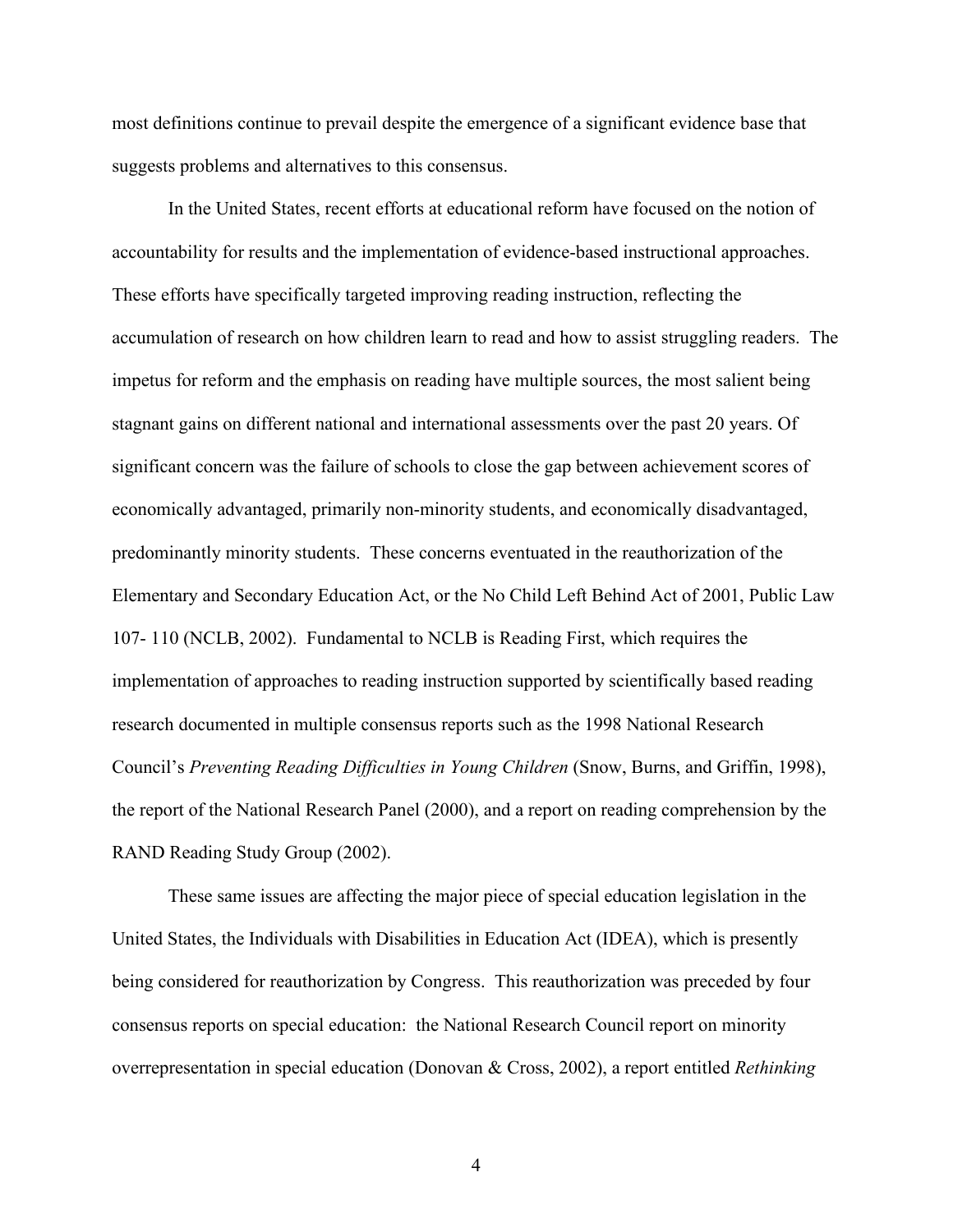most definitions continue to prevail despite the emergence of a significant evidence base that suggests problems and alternatives to this consensus.

In the United States, recent efforts at educational reform have focused on the notion of accountability for results and the implementation of evidence-based instructional approaches. These efforts have specifically targeted improving reading instruction, reflecting the accumulation of research on how children learn to read and how to assist struggling readers. The impetus for reform and the emphasis on reading have multiple sources, the most salient being stagnant gains on different national and international assessments over the past 20 years. Of significant concern was the failure of schools to close the gap between achievement scores of economically advantaged, primarily non-minority students, and economically disadvantaged, predominantly minority students. These concerns eventuated in the reauthorization of the Elementary and Secondary Education Act, or the No Child Left Behind Act of 2001, Public Law 107- 110 (NCLB, 2002). Fundamental to NCLB is Reading First, which requires the implementation of approaches to reading instruction supported by scientifically based reading research documented in multiple consensus reports such as the 1998 National Research Council's *Preventing Reading Difficulties in Young Children* (Snow, Burns, and Griffin, 1998), the report of the National Research Panel (2000), and a report on reading comprehension by the RAND Reading Study Group (2002).

These same issues are affecting the major piece of special education legislation in the United States, the Individuals with Disabilities in Education Act (IDEA), which is presently being considered for reauthorization by Congress. This reauthorization was preceded by four consensus reports on special education: the National Research Council report on minority overrepresentation in special education (Donovan & Cross, 2002), a report entitled *Rethinking*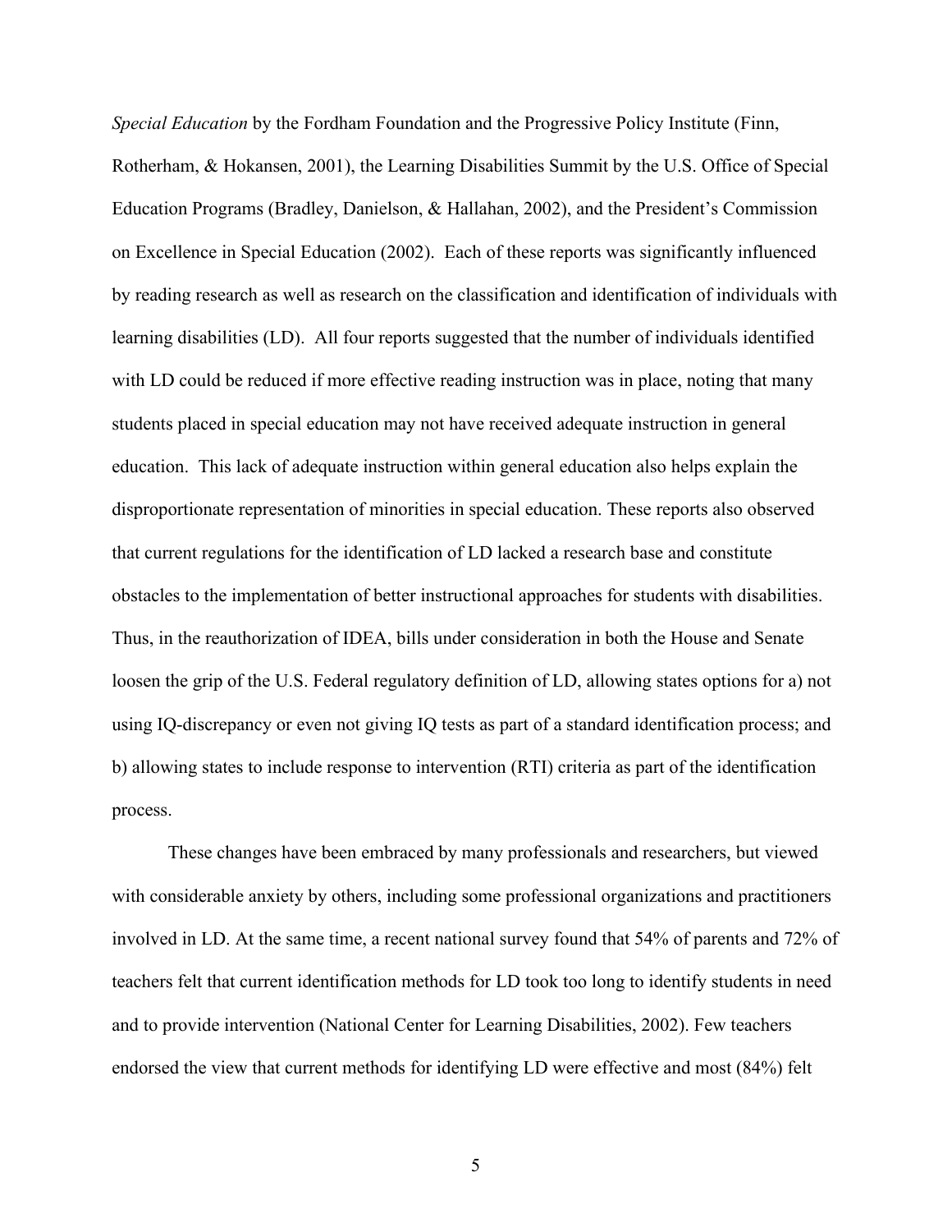*Special Education* by the Fordham Foundation and the Progressive Policy Institute (Finn, Rotherham, & Hokansen, 2001), the Learning Disabilities Summit by the U.S. Office of Special Education Programs (Bradley, Danielson, & Hallahan, 2002), and the President's Commission on Excellence in Special Education (2002). Each of these reports was significantly influenced by reading research as well as research on the classification and identification of individuals with learning disabilities (LD). All four reports suggested that the number of individuals identified with LD could be reduced if more effective reading instruction was in place, noting that many students placed in special education may not have received adequate instruction in general education. This lack of adequate instruction within general education also helps explain the disproportionate representation of minorities in special education. These reports also observed that current regulations for the identification of LD lacked a research base and constitute obstacles to the implementation of better instructional approaches for students with disabilities. Thus, in the reauthorization of IDEA, bills under consideration in both the House and Senate loosen the grip of the U.S. Federal regulatory definition of LD, allowing states options for a) not using IQ-discrepancy or even not giving IQ tests as part of a standard identification process; and b) allowing states to include response to intervention (RTI) criteria as part of the identification process.

These changes have been embraced by many professionals and researchers, but viewed with considerable anxiety by others, including some professional organizations and practitioners involved in LD. At the same time, a recent national survey found that 54% of parents and 72% of teachers felt that current identification methods for LD took too long to identify students in need and to provide intervention (National Center for Learning Disabilities, 2002). Few teachers endorsed the view that current methods for identifying LD were effective and most (84%) felt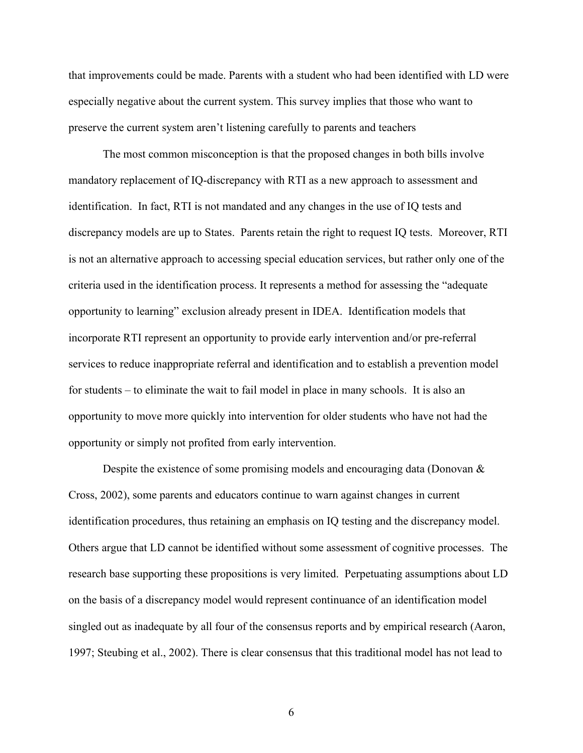that improvements could be made. Parents with a student who had been identified with LD were especially negative about the current system. This survey implies that those who want to preserve the current system aren't listening carefully to parents and teachers

The most common misconception is that the proposed changes in both bills involve mandatory replacement of IQ-discrepancy with RTI as a new approach to assessment and identification. In fact, RTI is not mandated and any changes in the use of IQ tests and discrepancy models are up to States. Parents retain the right to request IQ tests. Moreover, RTI is not an alternative approach to accessing special education services, but rather only one of the criteria used in the identification process. It represents a method for assessing the "adequate opportunity to learning" exclusion already present in IDEA. Identification models that incorporate RTI represent an opportunity to provide early intervention and/or pre-referral services to reduce inappropriate referral and identification and to establish a prevention model for students – to eliminate the wait to fail model in place in many schools. It is also an opportunity to move more quickly into intervention for older students who have not had the opportunity or simply not profited from early intervention.

Despite the existence of some promising models and encouraging data (Donovan & Cross, 2002), some parents and educators continue to warn against changes in current identification procedures, thus retaining an emphasis on IQ testing and the discrepancy model. Others argue that LD cannot be identified without some assessment of cognitive processes. The research base supporting these propositions is very limited. Perpetuating assumptions about LD on the basis of a discrepancy model would represent continuance of an identification model singled out as inadequate by all four of the consensus reports and by empirical research (Aaron, 1997; Steubing et al., 2002). There is clear consensus that this traditional model has not lead to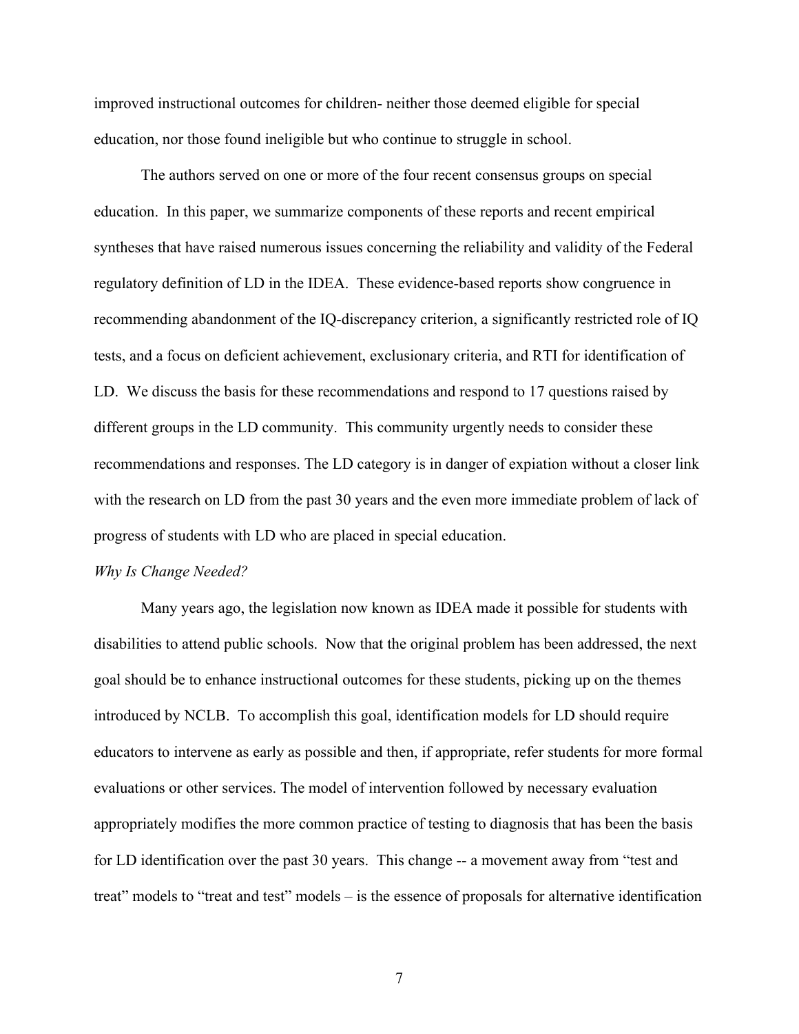improved instructional outcomes for children- neither those deemed eligible for special education, nor those found ineligible but who continue to struggle in school.

The authors served on one or more of the four recent consensus groups on special education. In this paper, we summarize components of these reports and recent empirical syntheses that have raised numerous issues concerning the reliability and validity of the Federal regulatory definition of LD in the IDEA. These evidence-based reports show congruence in recommending abandonment of the IQ-discrepancy criterion, a significantly restricted role of IQ tests, and a focus on deficient achievement, exclusionary criteria, and RTI for identification of LD. We discuss the basis for these recommendations and respond to 17 questions raised by different groups in the LD community. This community urgently needs to consider these recommendations and responses. The LD category is in danger of expiation without a closer link with the research on LD from the past 30 years and the even more immediate problem of lack of progress of students with LD who are placed in special education.

*Why Is Change Needed?*

Many years ago, the legislation now known as IDEA made it possible for students with disabilities to attend public schools. Now that the original problem has been addressed, the next goal should be to enhance instructional outcomes for these students, picking up on the themes introduced by NCLB. To accomplish this goal, identification models for LD should require educators to intervene as early as possible and then, if appropriate, refer students for more formal evaluations or other services. The model of intervention followed by necessary evaluation appropriately modifies the more common practice of testing to diagnosis that has been the basis for LD identification over the past 30 years. This change -- a movement away from "test and treat" models to "treat and test" models – is the essence of proposals for alternative identification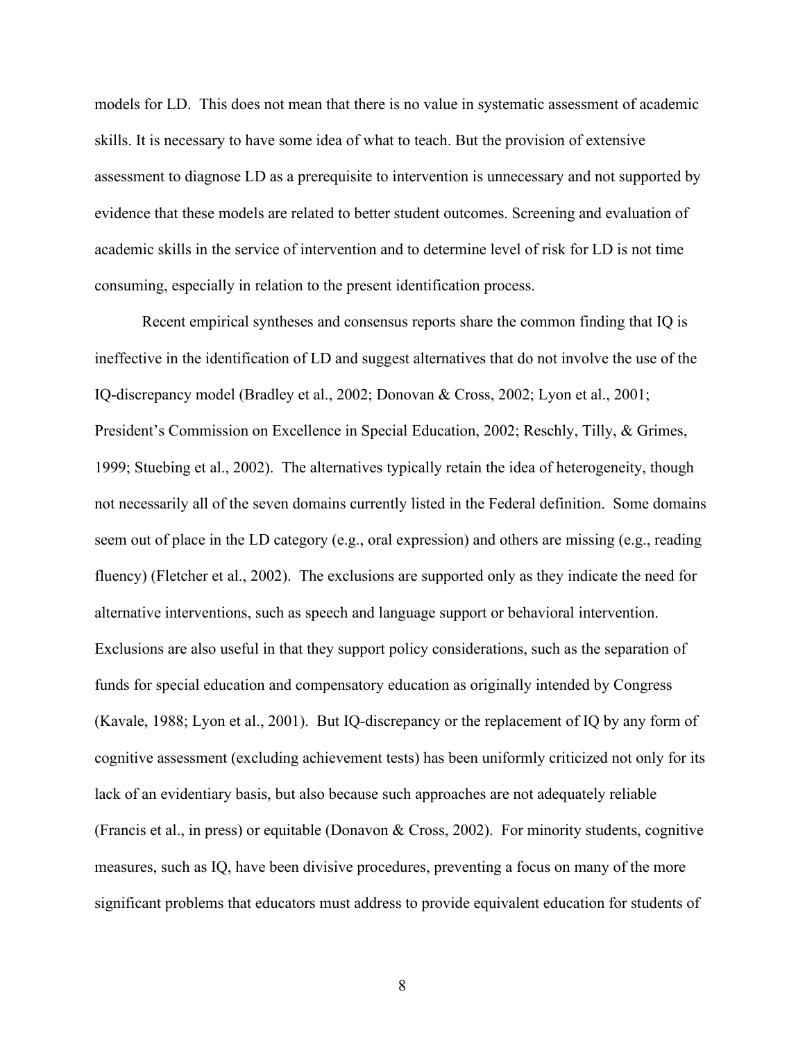models for LD. This does not mean that there is no value in systematic assessment of academic skills. It is necessary to have some idea of what to teach. But the provision of extensive assessment to diagnose LD as a prerequisite to intervention is unnecessary and not supported by evidence that these models are related to better student outcomes. Screening and evaluation of academic skills in the service of intervention and to determine level of risk for LD is not time consuming, especially in relation to the present identification process.

Recent empirical syntheses and consensus reports share the common finding that IQ is ineffective in the identification of LD and suggest alternatives that do not involve the use of the IQ-discrepancy model (Bradley et al., 2002; Donovan & Cross, 2002; Lyon et al., 2001; President's Commission on Excellence in Special Education, 2002; Reschly, Tilly, & Grimes, 1999; Stuebing et al., 2002). The alternatives typically retain the idea of heterogeneity, though not necessarily all of the seven domains currently listed in the Federal definition. Some domains seem out of place in the LD category (e.g., oral expression) and others are missing (e.g., reading fluency) (Fletcher et al., 2002). The exclusions are supported only as they indicate the need for alternative interventions, such as speech and language support or behavioral intervention. Exclusions are also useful in that they support policy considerations, such as the separation of funds for special education and compensatory education as originally intended by Congress (Kavale, 1988; Lyon et al., 2001). But IQ-discrepancy or the replacement of IQ by any form of cognitive assessment (excluding achievement tests) has been uniformly criticized not only for its lack of an evidentiary basis, but also because such approaches are not adequately reliable (Francis et al., in press) or equitable (Donavon & Cross, 2002). For minority students, cognitive measures, such as IQ, have been divisive procedures, preventing a focus on many of the more significant problems that educators must address to provide equivalent education for students of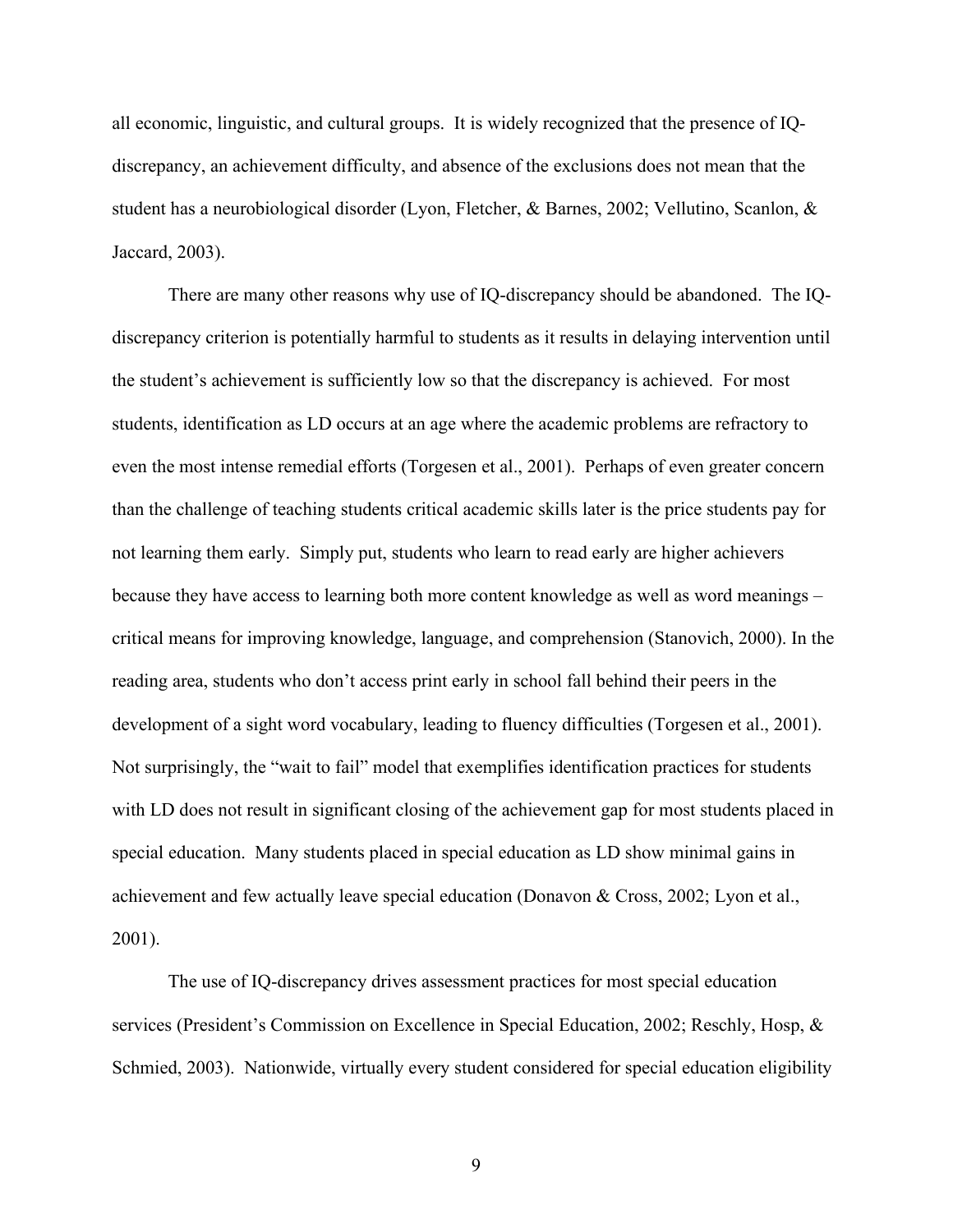all economic, linguistic, and cultural groups. It is widely recognized that the presence of IQ-discrepancy, an achievement difficulty, and absence of the exclusions does not mean that the student has a neurobiological disorder (Lyon, Fletcher, & Barnes, 2002; Vellutino, Scanlon, & Jaccard, 2003).

There are many other reasons why use of IQ-discrepancy should be abandoned. The IQ-discrepancy criterion is potentially harmful to students as it results in delaying intervention until the student's achievement is sufficiently low so that the discrepancy is achieved. For most students, identification as LD occurs at an age where the academic problems are refractory to even the most intense remedial efforts (Torgesen et al., 2001). Perhaps of even greater concern than the challenge of teaching students critical academic skills later is the price students pay for not learning them early. Simply put, students who learn to read early are higher achievers because they have access to learning both more content knowledge as well as word meanings – critical means for improving knowledge, language, and comprehension (Stanovich, 2000). In the reading area, students who don't access print early in school fall behind their peers in the development of a sight word vocabulary, leading to fluency difficulties (Torgesen et al., 2001). Not surprisingly, the "wait to fail" model that exemplifies identification practices for students with LD does not result in significant closing of the achievement gap for most students placed in special education. Many students placed in special education as LD show minimal gains in achievement and few actually leave special education (Donavon & Cross, 2002; Lyon et al., 2001).

The use of IQ-discrepancy drives assessment practices for most special education services (President's Commission on Excellence in Special Education, 2002; Reschly, Hosp, & Schmied, 2003). Nationwide, virtually every student considered for special education eligibility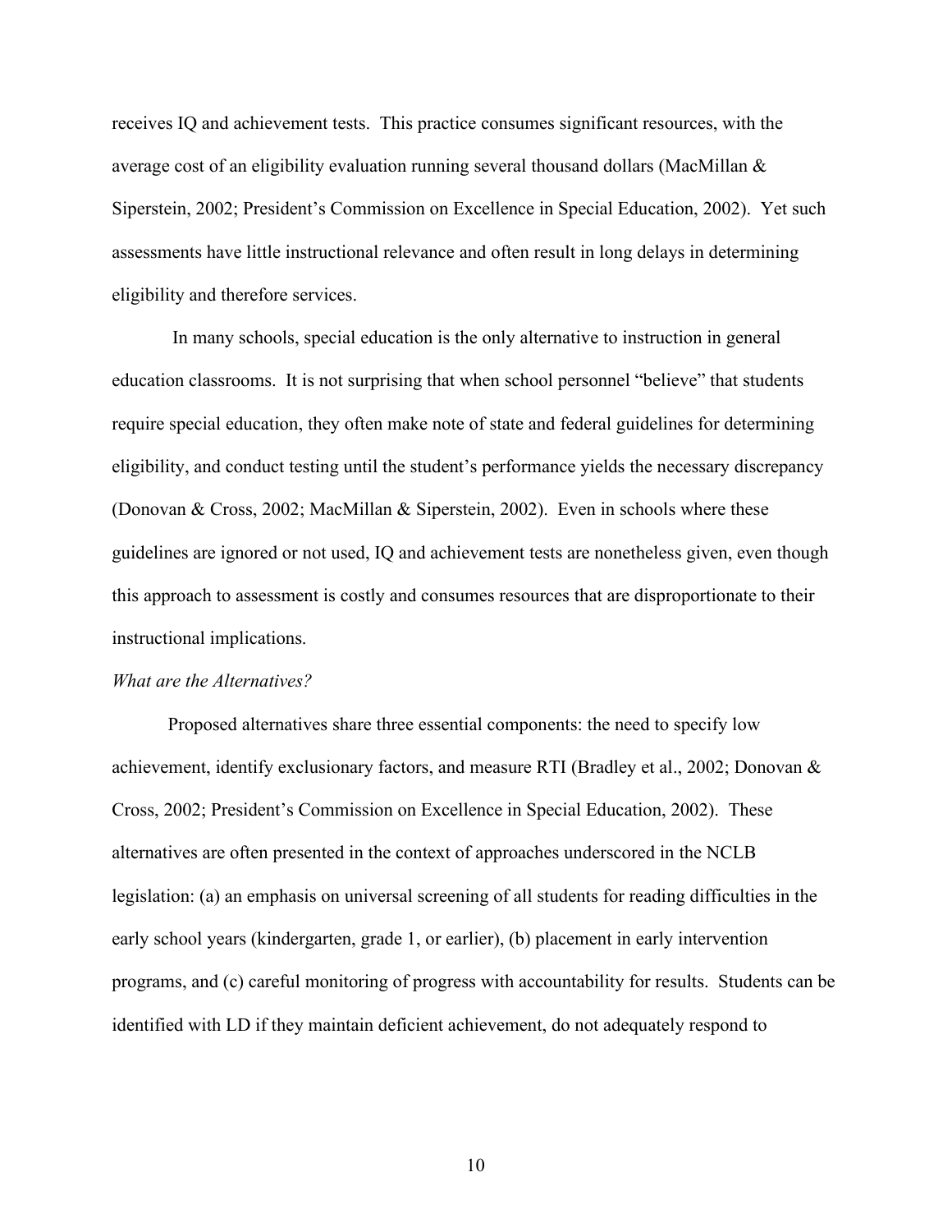receives IQ and achievement tests. This practice consumes significant resources, with the average cost of an eligibility evaluation running several thousand dollars (MacMillan & Siperstein, 2002; President's Commission on Excellence in Special Education, 2002). Yet such assessments have little instructional relevance and often result in long delays in determining eligibility and therefore services.

In many schools, special education is the only alternative to instruction in general education classrooms. It is not surprising that when school personnel "believe" that students require special education, they often make note of state and federal guidelines for determining eligibility, and conduct testing until the student's performance yields the necessary discrepancy (Donovan & Cross, 2002; MacMillan & Siperstein, 2002). Even in schools where these guidelines are ignored or not used, IQ and achievement tests are nonetheless given, even though this approach to assessment is costly and consumes resources that are disproportionate to their instructional implications.

*What are the Alternatives?*

Proposed alternatives share three essential components: the need to specify low achievement, identify exclusionary factors, and measure RTI (Bradley et al., 2002; Donovan & Cross, 2002; President's Commission on Excellence in Special Education, 2002). These alternatives are often presented in the context of approaches underscored in the NCLB legislation: (a) an emphasis on universal screening of all students for reading difficulties in the early school years (kindergarten, grade 1, or earlier), (b) placement in early intervention programs, and (c) careful monitoring of progress with accountability for results. Students can be identified with LD if they maintain deficient achievement, do not adequately respond to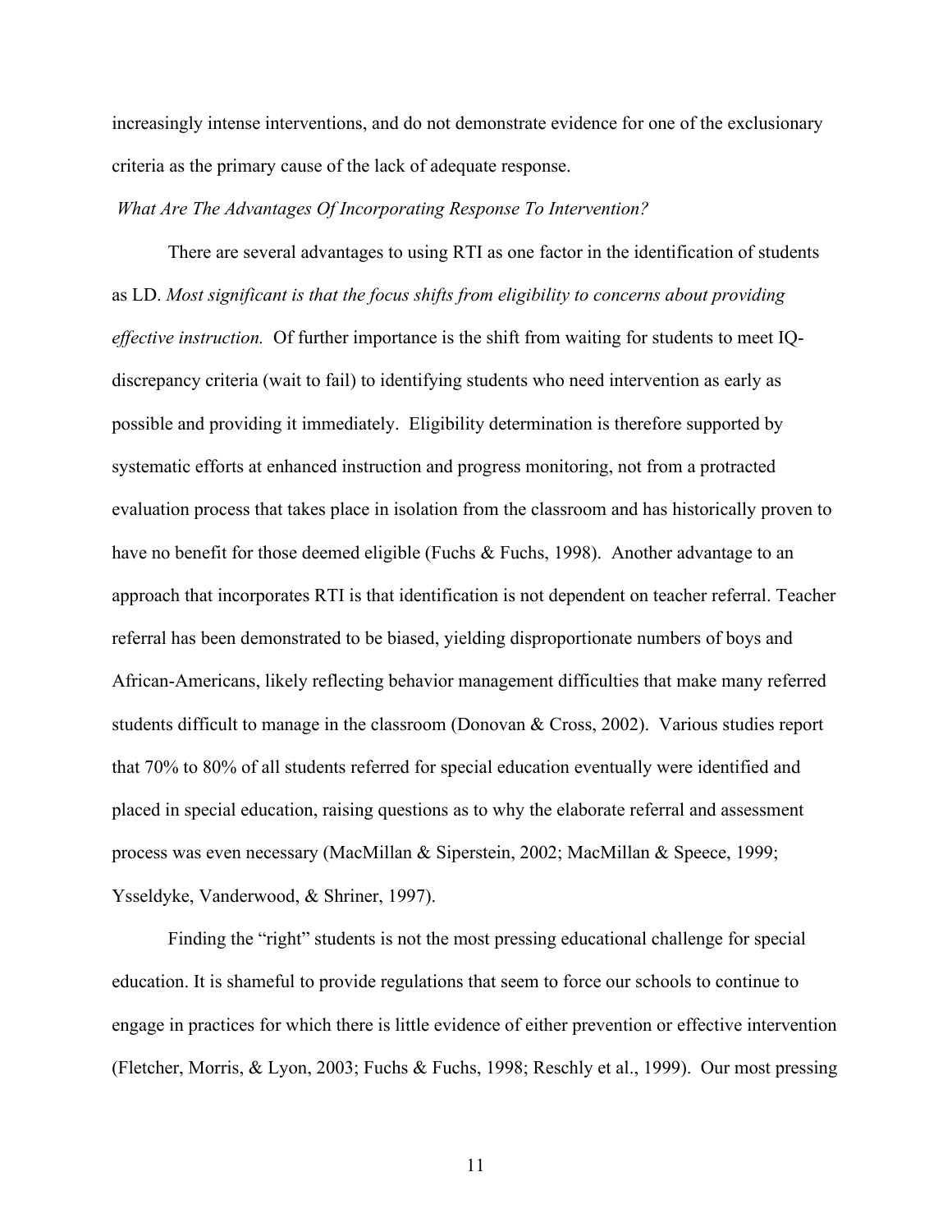increasingly intense interventions, and do not demonstrate evidence for one of the exclusionary criteria as the primary cause of the lack of adequate response.

*What Are The Advantages Of Incorporating Response To Intervention?*

There are several advantages to using RTI as one factor in the identification of students as LD. *Most significant is that the focus shifts from eligibility to concerns about providing effective instruction.* Of further importance is the shift from waiting for students to meet IQ-discrepancy criteria (wait to fail) to identifying students who need intervention as early as possible and providing it immediately. Eligibility determination is therefore supported by systematic efforts at enhanced instruction and progress monitoring, not from a protracted evaluation process that takes place in isolation from the classroom and has historically proven to have no benefit for those deemed eligible (Fuchs & Fuchs, 1998). Another advantage to an approach that incorporates RTI is that identification is not dependent on teacher referral. Teacher referral has been demonstrated to be biased, yielding disproportionate numbers of boys and African-Americans, likely reflecting behavior management difficulties that make many referred students difficult to manage in the classroom (Donovan & Cross, 2002). Various studies report that 70% to 80% of all students referred for special education eventually were identified and placed in special education, raising questions as to why the elaborate referral and assessment process was even necessary (MacMillan & Siperstein, 2002; MacMillan & Speece, 1999; Ysseldyke, Vanderwood, & Shriner, 1997).

Finding the "right" students is not the most pressing educational challenge for special education. It is shameful to provide regulations that seem to force our schools to continue to engage in practices for which there is little evidence of either prevention or effective intervention (Fletcher, Morris, & Lyon, 2003; Fuchs & Fuchs, 1998; Reschly et al., 1999). Our most pressing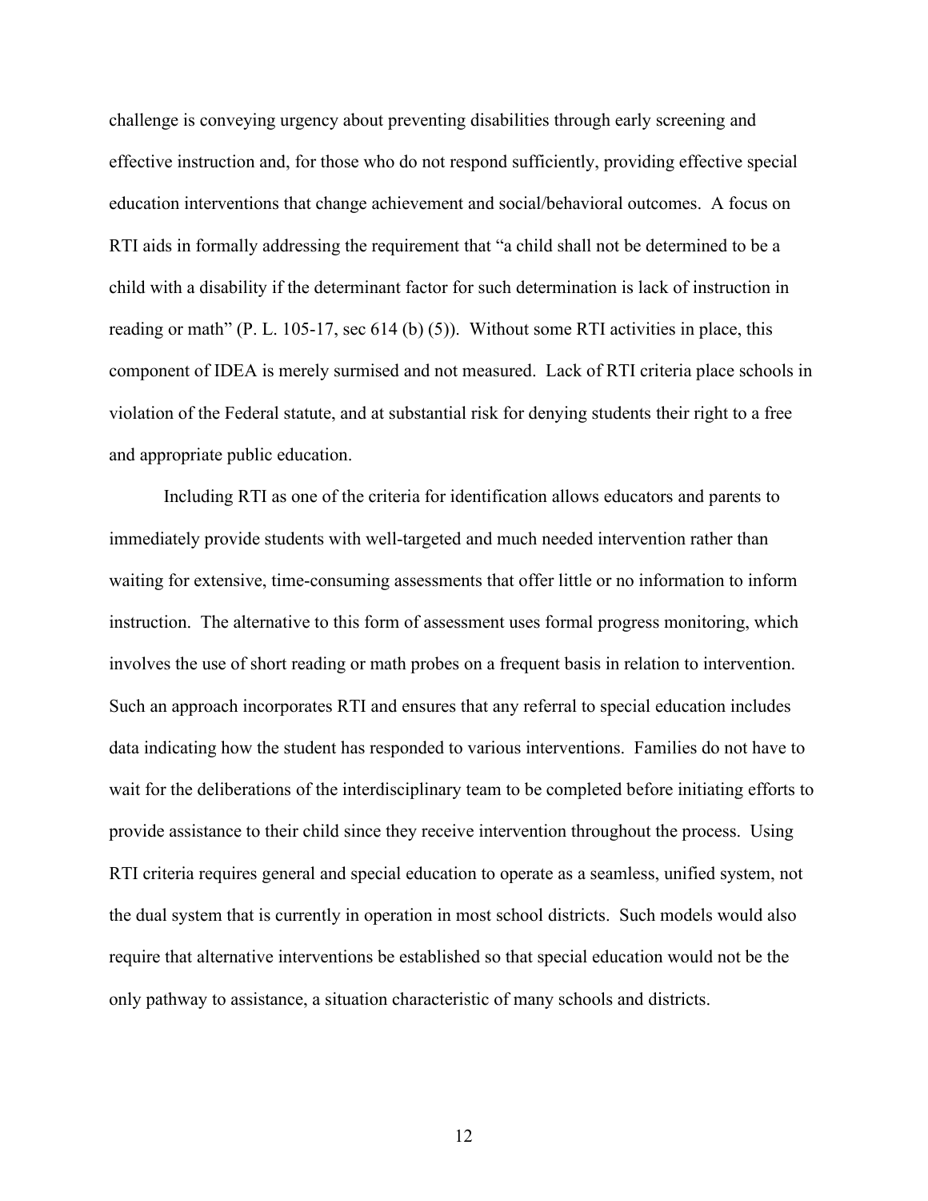challenge is conveying urgency about preventing disabilities through early screening and effective instruction and, for those who do not respond sufficiently, providing effective special education interventions that change achievement and social/behavioral outcomes. A focus on RTI aids in formally addressing the requirement that "a child shall not be determined to be a child with a disability if the determinant factor for such determination is lack of instruction in reading or math" (P. L. 105-17, sec 614 (b) (5)). Without some RTI activities in place, this component of IDEA is merely surmised and not measured. Lack of RTI criteria place schools in violation of the Federal statute, and at substantial risk for denying students their right to a free and appropriate public education.

Including RTI as one of the criteria for identification allows educators and parents to immediately provide students with well-targeted and much needed intervention rather than waiting for extensive, time-consuming assessments that offer little or no information to inform instruction. The alternative to this form of assessment uses formal progress monitoring, which involves the use of short reading or math probes on a frequent basis in relation to intervention. Such an approach incorporates RTI and ensures that any referral to special education includes data indicating how the student has responded to various interventions. Families do not have to wait for the deliberations of the interdisciplinary team to be completed before initiating efforts to provide assistance to their child since they receive intervention throughout the process. Using RTI criteria requires general and special education to operate as a seamless, unified system, not the dual system that is currently in operation in most school districts. Such models would also require that alternative interventions be established so that special education would not be the only pathway to assistance, a situation characteristic of many schools and districts.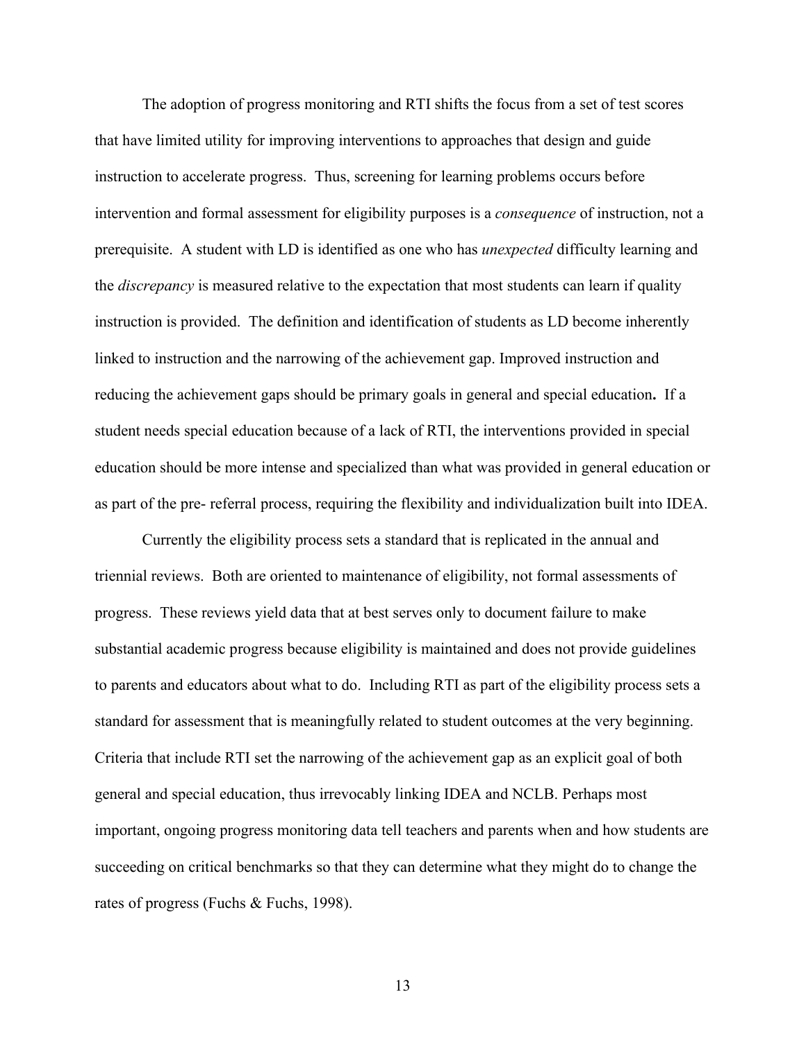The adoption of progress monitoring and RTI shifts the focus from a set of test scores that have limited utility for improving interventions to approaches that design and guide instruction to accelerate progress. Thus, screening for learning problems occurs before intervention and formal assessment for eligibility purposes is a *consequence* of instruction, not a prerequisite. A student with LD is identified as one who has *unexpected* difficulty learning and the *discrepancy* is measured relative to the expectation that most students can learn if quality instruction is provided. The definition and identification of students as LD become inherently linked to instruction and the narrowing of the achievement gap. Improved instruction and reducing the achievement gaps should be primary goals in general and special education**.** If a student needs special education because of a lack of RTI, the interventions provided in special education should be more intense and specialized than what was provided in general education or as part of the pre- referral process, requiring the flexibility and individualization built into IDEA.

Currently the eligibility process sets a standard that is replicated in the annual and triennial reviews. Both are oriented to maintenance of eligibility, not formal assessments of progress. These reviews yield data that at best serves only to document failure to make substantial academic progress because eligibility is maintained and does not provide guidelines to parents and educators about what to do. Including RTI as part of the eligibility process sets a standard for assessment that is meaningfully related to student outcomes at the very beginning. Criteria that include RTI set the narrowing of the achievement gap as an explicit goal of both general and special education, thus irrevocably linking IDEA and NCLB. Perhaps most important, ongoing progress monitoring data tell teachers and parents when and how students are succeeding on critical benchmarks so that they can determine what they might do to change the rates of progress (Fuchs & Fuchs, 1998).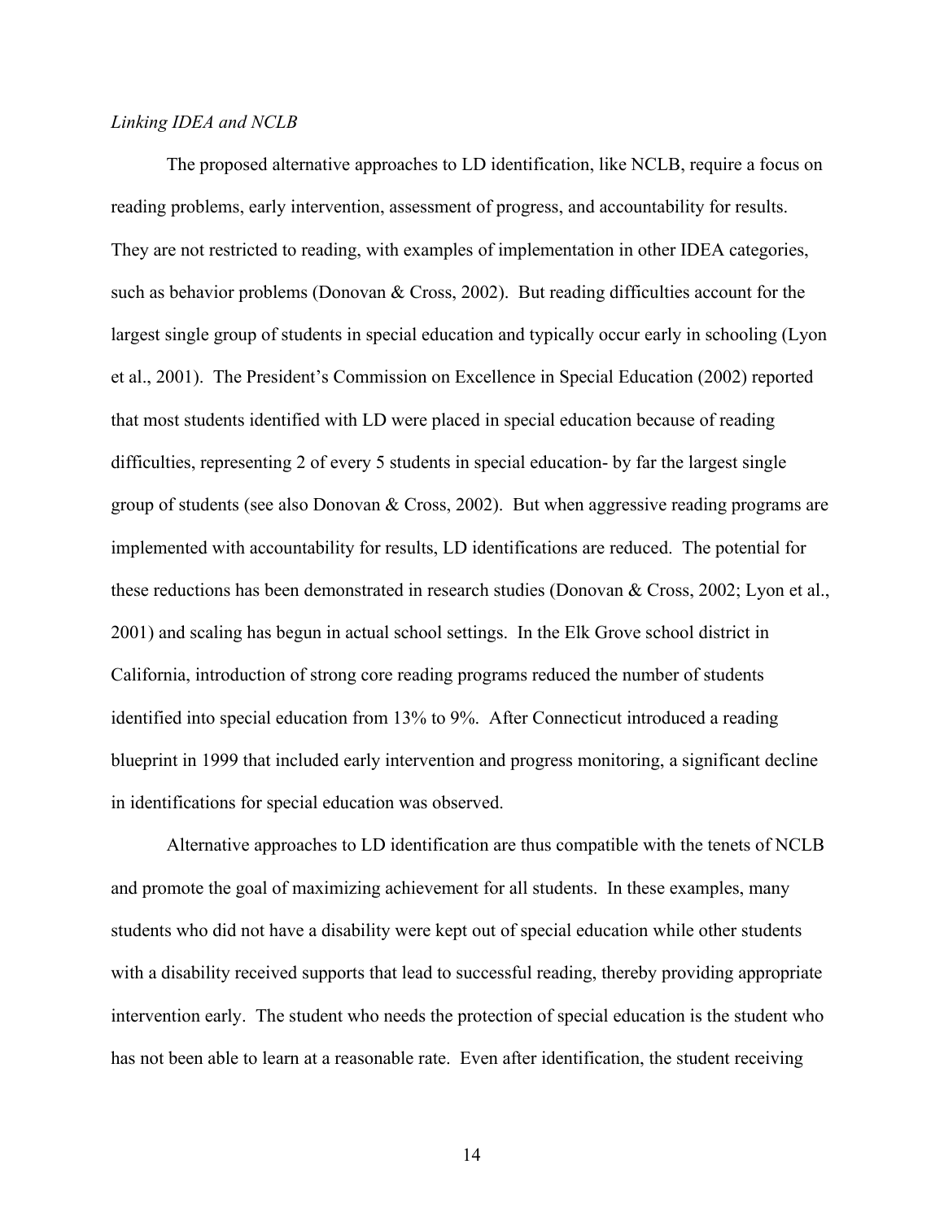*Linking IDEA and NCLB*

The proposed alternative approaches to LD identification, like NCLB, require a focus on reading problems, early intervention, assessment of progress, and accountability for results. They are not restricted to reading, with examples of implementation in other IDEA categories, such as behavior problems (Donovan & Cross, 2002). But reading difficulties account for the largest single group of students in special education and typically occur early in schooling (Lyon et al., 2001). The President's Commission on Excellence in Special Education (2002) reported that most students identified with LD were placed in special education because of reading difficulties, representing 2 of every 5 students in special education- by far the largest single group of students (see also Donovan & Cross, 2002). But when aggressive reading programs are implemented with accountability for results, LD identifications are reduced. The potential for these reductions has been demonstrated in research studies (Donovan & Cross, 2002; Lyon et al., 2001) and scaling has begun in actual school settings. In the Elk Grove school district in California, introduction of strong core reading programs reduced the number of students identified into special education from 13% to 9%. After Connecticut introduced a reading blueprint in 1999 that included early intervention and progress monitoring, a significant decline in identifications for special education was observed.

Alternative approaches to LD identification are thus compatible with the tenets of NCLB and promote the goal of maximizing achievement for all students. In these examples, many students who did not have a disability were kept out of special education while other students with a disability received supports that lead to successful reading, thereby providing appropriate intervention early. The student who needs the protection of special education is the student who has not been able to learn at a reasonable rate. Even after identification, the student receiving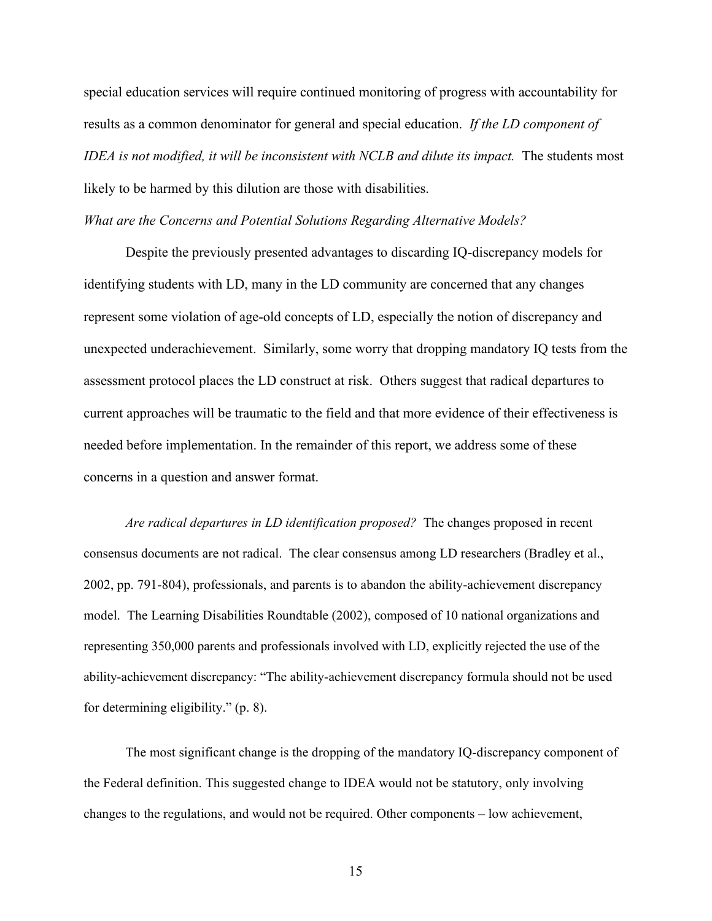special education services will require continued monitoring of progress with accountability for results as a common denominator for general and special education. *If the LD component of IDEA is not modified, it will be inconsistent with NCLB and dilute its impact.* The students most likely to be harmed by this dilution are those with disabilities.

*What are the Concerns and Potential Solutions Regarding Alternative Models?*

Despite the previously presented advantages to discarding IQ-discrepancy models for identifying students with LD, many in the LD community are concerned that any changes represent some violation of age-old concepts of LD, especially the notion of discrepancy and unexpected underachievement. Similarly, some worry that dropping mandatory IQ tests from the assessment protocol places the LD construct at risk. Others suggest that radical departures to current approaches will be traumatic to the field and that more evidence of their effectiveness is needed before implementation. In the remainder of this report, we address some of these concerns in a question and answer format.

*Are radical departures in LD identification proposed?* The changes proposed in recent consensus documents are not radical. The clear consensus among LD researchers (Bradley et al., 2002, pp. 791-804), professionals, and parents is to abandon the ability-achievement discrepancy model. The Learning Disabilities Roundtable (2002), composed of 10 national organizations and representing 350,000 parents and professionals involved with LD, explicitly rejected the use of the ability-achievement discrepancy: "The ability-achievement discrepancy formula should not be used for determining eligibility." (p. 8).

The most significant change is the dropping of the mandatory IQ-discrepancy component of the Federal definition. This suggested change to IDEA would not be statutory, only involving changes to the regulations, and would not be required. Other components – low achievement,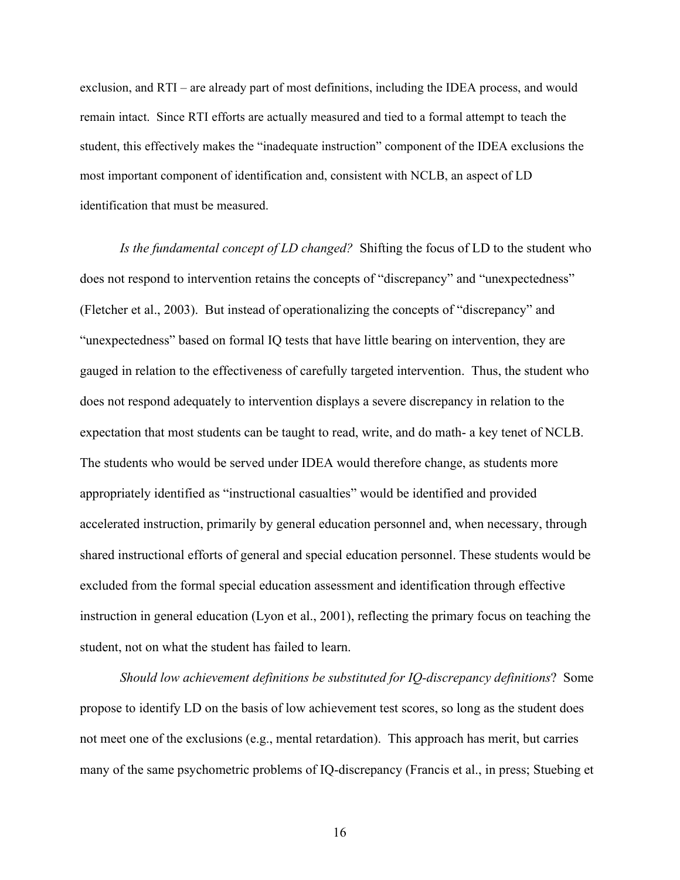exclusion, and RTI – are already part of most definitions, including the IDEA process, and would remain intact. Since RTI efforts are actually measured and tied to a formal attempt to teach the student, this effectively makes the "inadequate instruction" component of the IDEA exclusions the most important component of identification and, consistent with NCLB, an aspect of LD identification that must be measured.

*Is the fundamental concept of LD changed?* Shifting the focus of LD to the student who does not respond to intervention retains the concepts of "discrepancy" and "unexpectedness" (Fletcher et al., 2003). But instead of operationalizing the concepts of "discrepancy" and "unexpectedness" based on formal IQ tests that have little bearing on intervention, they are gauged in relation to the effectiveness of carefully targeted intervention. Thus, the student who does not respond adequately to intervention displays a severe discrepancy in relation to the expectation that most students can be taught to read, write, and do math- a key tenet of NCLB. The students who would be served under IDEA would therefore change, as students more appropriately identified as "instructional casualties" would be identified and provided accelerated instruction, primarily by general education personnel and, when necessary, through shared instructional efforts of general and special education personnel. These students would be excluded from the formal special education assessment and identification through effective instruction in general education (Lyon et al., 2001), reflecting the primary focus on teaching the student, not on what the student has failed to learn.

*Should low achievement definitions be substituted for IQ-discrepancy definitions*? Some propose to identify LD on the basis of low achievement test scores, so long as the student does not meet one of the exclusions (e.g., mental retardation). This approach has merit, but carries many of the same psychometric problems of IQ-discrepancy (Francis et al., in press; Stuebing et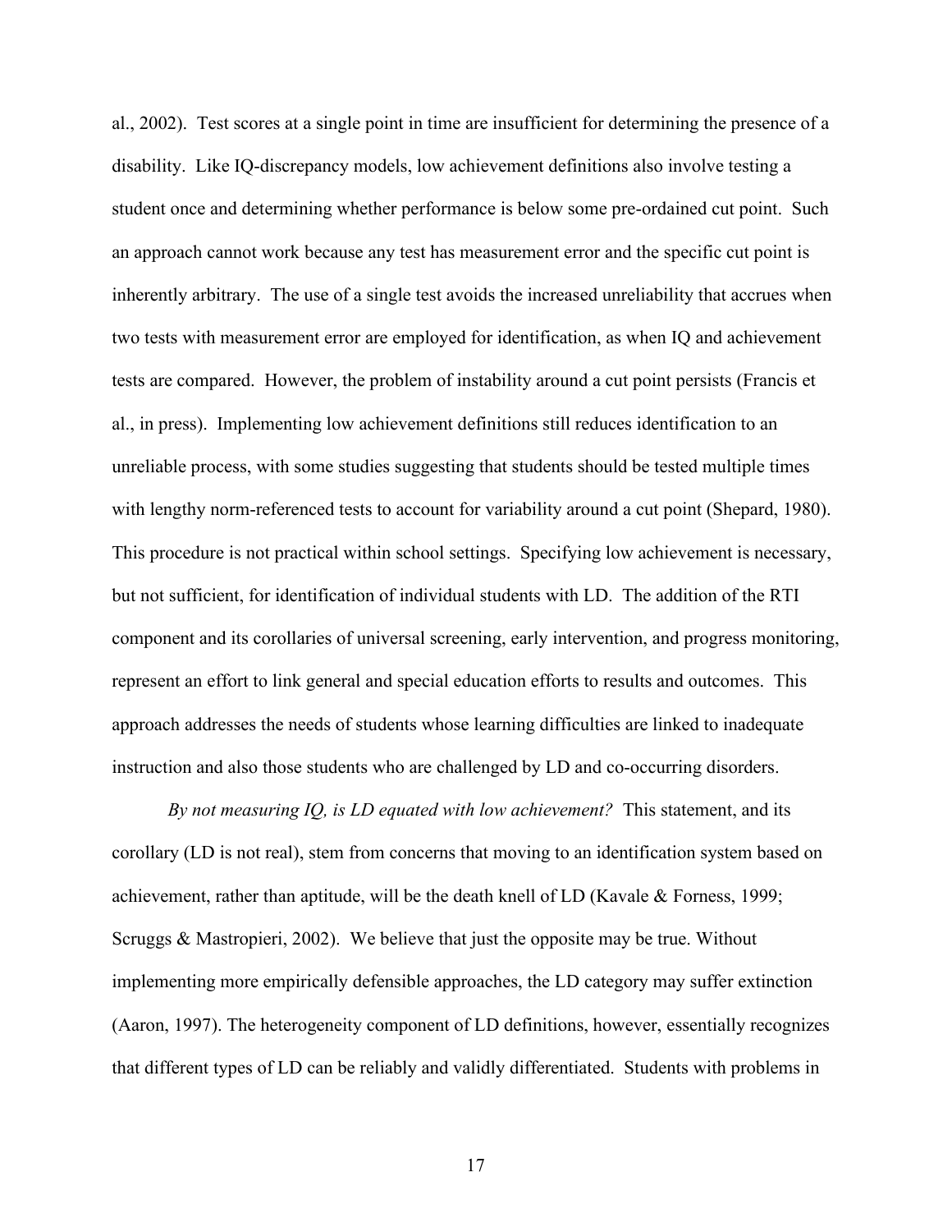al., 2002). Test scores at a single point in time are insufficient for determining the presence of a disability. Like IQ-discrepancy models, low achievement definitions also involve testing a student once and determining whether performance is below some pre-ordained cut point. Such an approach cannot work because any test has measurement error and the specific cut point is inherently arbitrary. The use of a single test avoids the increased unreliability that accrues when two tests with measurement error are employed for identification, as when IQ and achievement tests are compared. However, the problem of instability around a cut point persists (Francis et al., in press). Implementing low achievement definitions still reduces identification to an unreliable process, with some studies suggesting that students should be tested multiple times with lengthy norm-referenced tests to account for variability around a cut point (Shepard, 1980). This procedure is not practical within school settings. Specifying low achievement is necessary, but not sufficient, for identification of individual students with LD. The addition of the RTI component and its corollaries of universal screening, early intervention, and progress monitoring, represent an effort to link general and special education efforts to results and outcomes. This approach addresses the needs of students whose learning difficulties are linked to inadequate instruction and also those students who are challenged by LD and co-occurring disorders.

*By not measuring IQ, is LD equated with low achievement?* This statement, and its corollary (LD is not real), stem from concerns that moving to an identification system based on achievement, rather than aptitude, will be the death knell of LD (Kavale & Forness, 1999; Scruggs & Mastropieri, 2002). We believe that just the opposite may be true. Without implementing more empirically defensible approaches, the LD category may suffer extinction (Aaron, 1997). The heterogeneity component of LD definitions, however, essentially recognizes that different types of LD can be reliably and validly differentiated. Students with problems in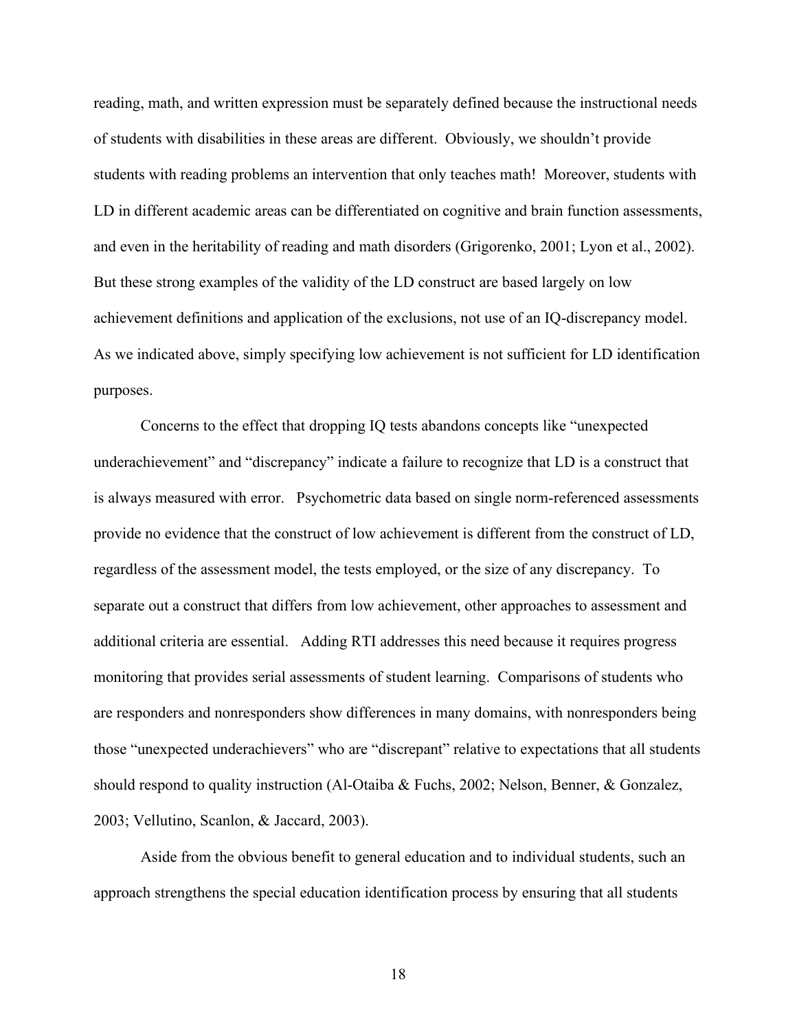reading, math, and written expression must be separately defined because the instructional needs of students with disabilities in these areas are different. Obviously, we shouldn't provide students with reading problems an intervention that only teaches math! Moreover, students with LD in different academic areas can be differentiated on cognitive and brain function assessments, and even in the heritability of reading and math disorders (Grigorenko, 2001; Lyon et al., 2002). But these strong examples of the validity of the LD construct are based largely on low achievement definitions and application of the exclusions, not use of an IQ-discrepancy model. As we indicated above, simply specifying low achievement is not sufficient for LD identification purposes.

Concerns to the effect that dropping IQ tests abandons concepts like "unexpected underachievement" and "discrepancy" indicate a failure to recognize that LD is a construct that is always measured with error. Psychometric data based on single norm-referenced assessments provide no evidence that the construct of low achievement is different from the construct of LD, regardless of the assessment model, the tests employed, or the size of any discrepancy. To separate out a construct that differs from low achievement, other approaches to assessment and additional criteria are essential. Adding RTI addresses this need because it requires progress monitoring that provides serial assessments of student learning. Comparisons of students who are responders and nonresponders show differences in many domains, with nonresponders being those "unexpected underachievers" who are "discrepant" relative to expectations that all students should respond to quality instruction (Al-Otaiba & Fuchs, 2002; Nelson, Benner, & Gonzalez, 2003; Vellutino, Scanlon, & Jaccard, 2003).

Aside from the obvious benefit to general education and to individual students, such an approach strengthens the special education identification process by ensuring that all students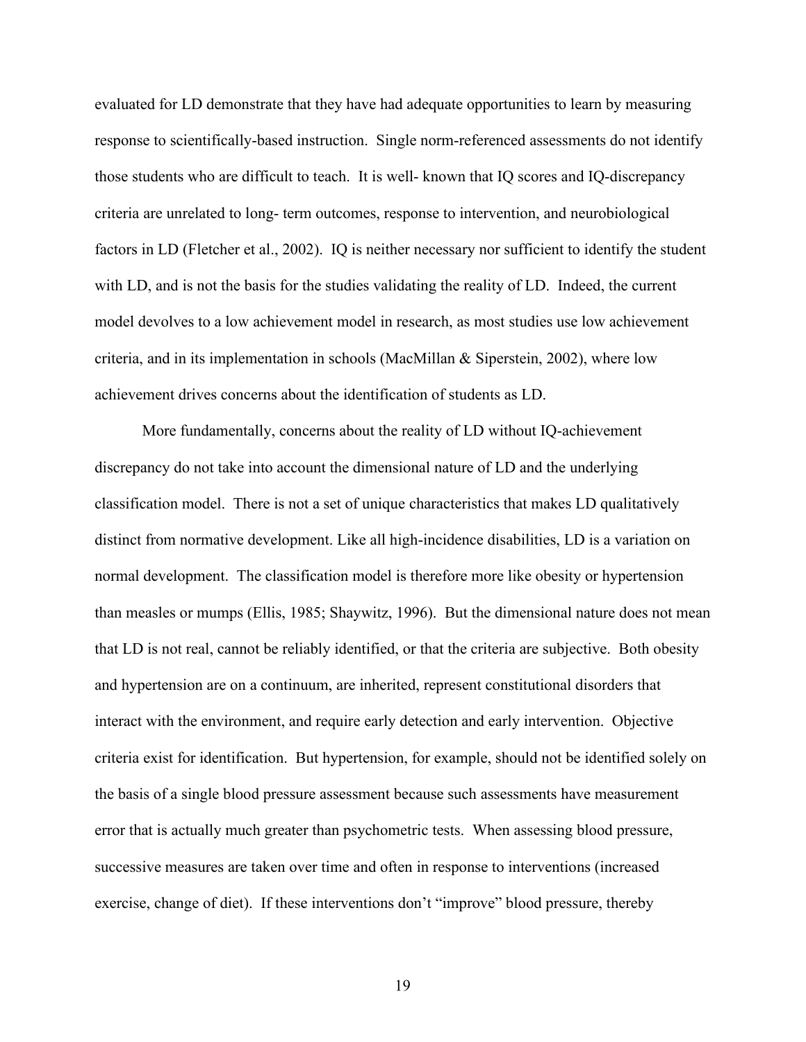evaluated for LD demonstrate that they have had adequate opportunities to learn by measuring response to scientifically-based instruction. Single norm-referenced assessments do not identify those students who are difficult to teach. It is well- known that IQ scores and IQ-discrepancy criteria are unrelated to long- term outcomes, response to intervention, and neurobiological factors in LD (Fletcher et al., 2002). IQ is neither necessary nor sufficient to identify the student with LD, and is not the basis for the studies validating the reality of LD. Indeed, the current model devolves to a low achievement model in research, as most studies use low achievement criteria, and in its implementation in schools (MacMillan & Siperstein, 2002), where low achievement drives concerns about the identification of students as LD.

More fundamentally, concerns about the reality of LD without IQ-achievement discrepancy do not take into account the dimensional nature of LD and the underlying classification model. There is not a set of unique characteristics that makes LD qualitatively distinct from normative development. Like all high-incidence disabilities, LD is a variation on normal development. The classification model is therefore more like obesity or hypertension than measles or mumps (Ellis, 1985; Shaywitz, 1996). But the dimensional nature does not mean that LD is not real, cannot be reliably identified, or that the criteria are subjective. Both obesity and hypertension are on a continuum, are inherited, represent constitutional disorders that interact with the environment, and require early detection and early intervention. Objective criteria exist for identification. But hypertension, for example, should not be identified solely on the basis of a single blood pressure assessment because such assessments have measurement error that is actually much greater than psychometric tests. When assessing blood pressure, successive measures are taken over time and often in response to interventions (increased exercise, change of diet). If these interventions don't "improve" blood pressure, thereby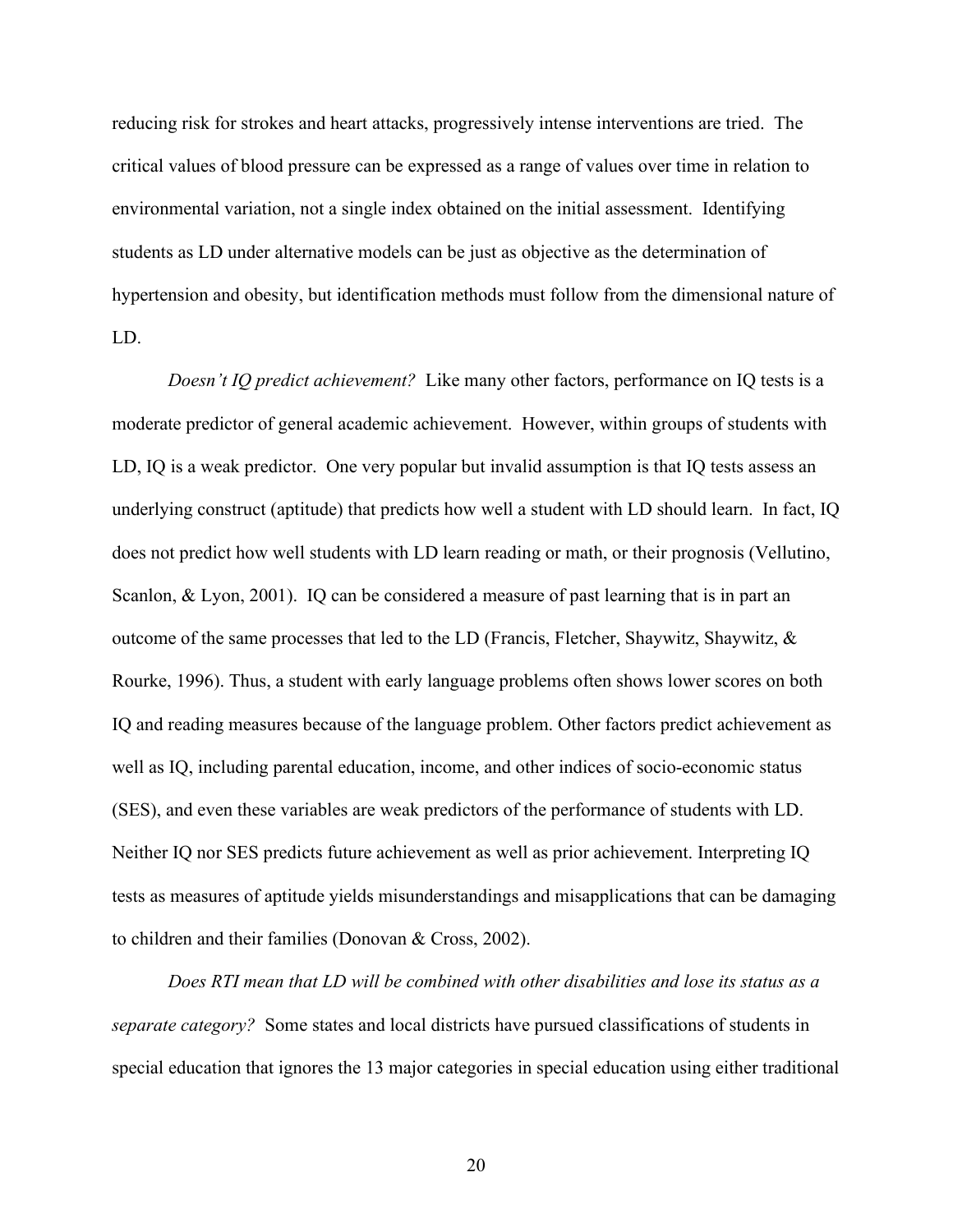reducing risk for strokes and heart attacks, progressively intense interventions are tried. The critical values of blood pressure can be expressed as a range of values over time in relation to environmental variation, not a single index obtained on the initial assessment. Identifying students as LD under alternative models can be just as objective as the determination of hypertension and obesity, but identification methods must follow from the dimensional nature of LD.

*Doesn't IQ predict achievement?* Like many other factors, performance on IQ tests is a moderate predictor of general academic achievement. However, within groups of students with LD, IQ is a weak predictor. One very popular but invalid assumption is that IQ tests assess an underlying construct (aptitude) that predicts how well a student with LD should learn. In fact, IQ does not predict how well students with LD learn reading or math, or their prognosis (Vellutino, Scanlon, & Lyon, 2001). IQ can be considered a measure of past learning that is in part an outcome of the same processes that led to the LD (Francis, Fletcher, Shaywitz, Shaywitz, & Rourke, 1996). Thus, a student with early language problems often shows lower scores on both IQ and reading measures because of the language problem. Other factors predict achievement as well as IQ, including parental education, income, and other indices of socio-economic status (SES), and even these variables are weak predictors of the performance of students with LD. Neither IQ nor SES predicts future achievement as well as prior achievement. Interpreting IQ tests as measures of aptitude yields misunderstandings and misapplications that can be damaging to children and their families (Donovan & Cross, 2002).

*Does RTI mean that LD will be combined with other disabilities and lose its status as a separate category?* Some states and local districts have pursued classifications of students in special education that ignores the 13 major categories in special education using either traditional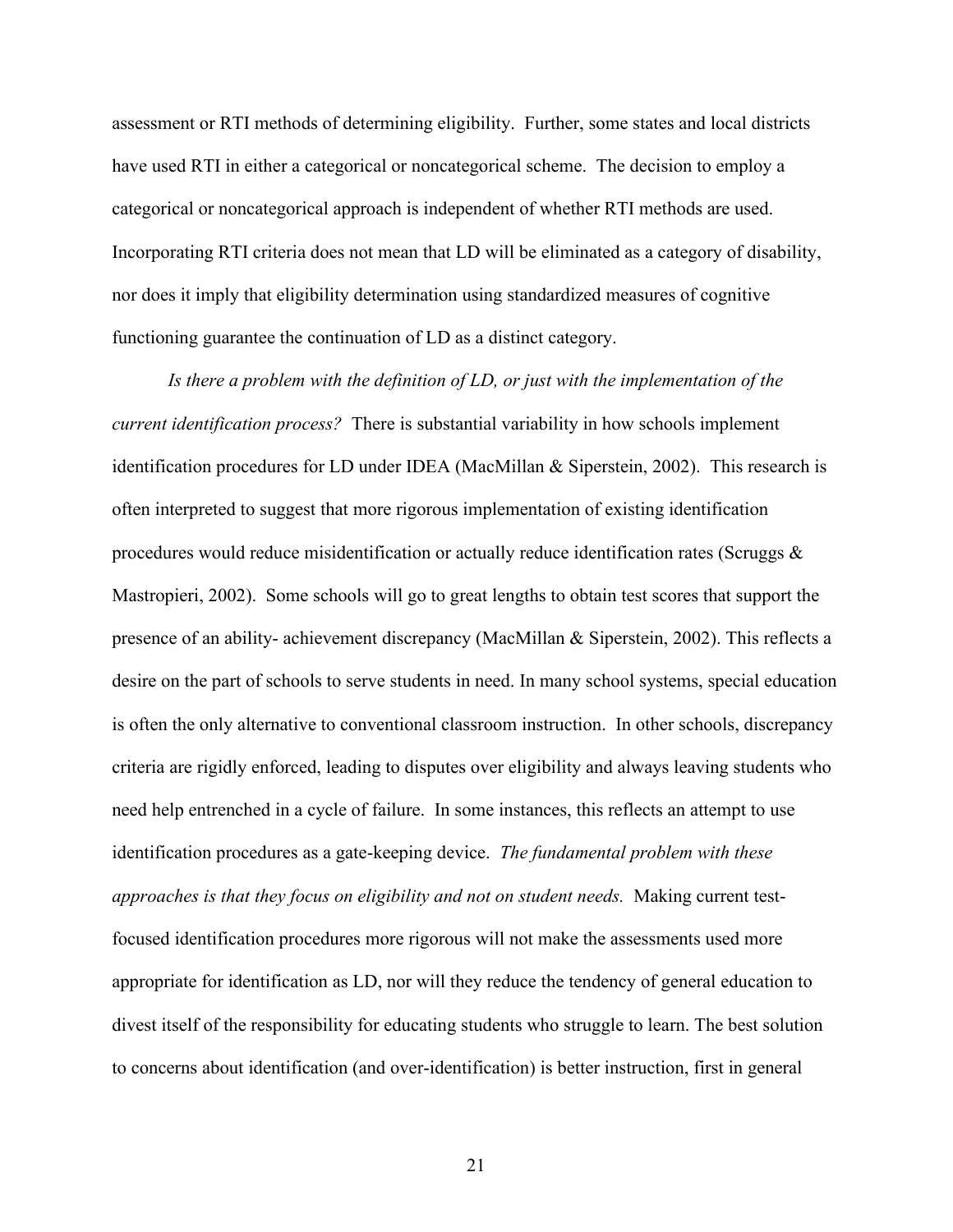assessment or RTI methods of determining eligibility. Further, some states and local districts have used RTI in either a categorical or noncategorical scheme. The decision to employ a categorical or noncategorical approach is independent of whether RTI methods are used. Incorporating RTI criteria does not mean that LD will be eliminated as a category of disability, nor does it imply that eligibility determination using standardized measures of cognitive functioning guarantee the continuation of LD as a distinct category.

*Is there a problem with the definition of LD, or just with the implementation of the current identification process?* There is substantial variability in how schools implement identification procedures for LD under IDEA (MacMillan & Siperstein, 2002). This research is often interpreted to suggest that more rigorous implementation of existing identification procedures would reduce misidentification or actually reduce identification rates (Scruggs & Mastropieri, 2002). Some schools will go to great lengths to obtain test scores that support the presence of an ability- achievement discrepancy (MacMillan & Siperstein, 2002). This reflects a desire on the part of schools to serve students in need. In many school systems, special education is often the only alternative to conventional classroom instruction. In other schools, discrepancy criteria are rigidly enforced, leading to disputes over eligibility and always leaving students who need help entrenched in a cycle of failure. In some instances, this reflects an attempt to use identification procedures as a gate-keeping device. *The fundamental problem with these approaches is that they focus on eligibility and not on student needs.* Making current test-focused identification procedures more rigorous will not make the assessments used more appropriate for identification as LD, nor will they reduce the tendency of general education to divest itself of the responsibility for educating students who struggle to learn. The best solution to concerns about identification (and over-identification) is better instruction, first in general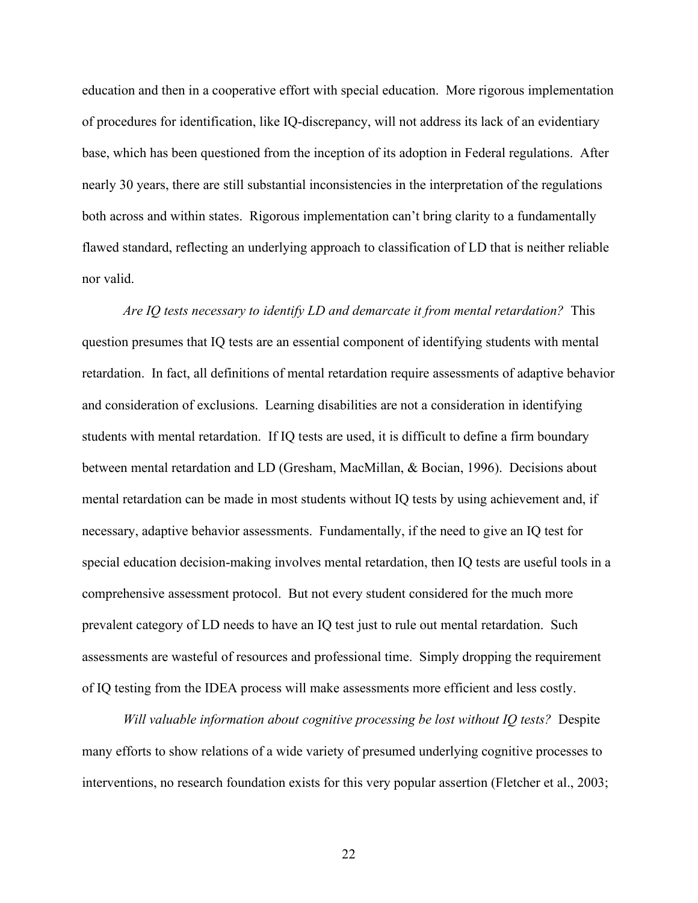education and then in a cooperative effort with special education. More rigorous implementation of procedures for identification, like IQ-discrepancy, will not address its lack of an evidentiary base, which has been questioned from the inception of its adoption in Federal regulations. After nearly 30 years, there are still substantial inconsistencies in the interpretation of the regulations both across and within states. Rigorous implementation can't bring clarity to a fundamentally flawed standard, reflecting an underlying approach to classification of LD that is neither reliable nor valid.

*Are IQ tests necessary to identify LD and demarcate it from mental retardation?* This question presumes that IQ tests are an essential component of identifying students with mental retardation. In fact, all definitions of mental retardation require assessments of adaptive behavior and consideration of exclusions. Learning disabilities are not a consideration in identifying students with mental retardation. If IQ tests are used, it is difficult to define a firm boundary between mental retardation and LD (Gresham, MacMillan, & Bocian, 1996). Decisions about mental retardation can be made in most students without IQ tests by using achievement and, if necessary, adaptive behavior assessments. Fundamentally, if the need to give an IQ test for special education decision-making involves mental retardation, then IQ tests are useful tools in a comprehensive assessment protocol. But not every student considered for the much more prevalent category of LD needs to have an IQ test just to rule out mental retardation. Such assessments are wasteful of resources and professional time. Simply dropping the requirement of IQ testing from the IDEA process will make assessments more efficient and less costly.

*Will valuable information about cognitive processing be lost without IQ tests?* Despite many efforts to show relations of a wide variety of presumed underlying cognitive processes to interventions, no research foundation exists for this very popular assertion (Fletcher et al., 2003;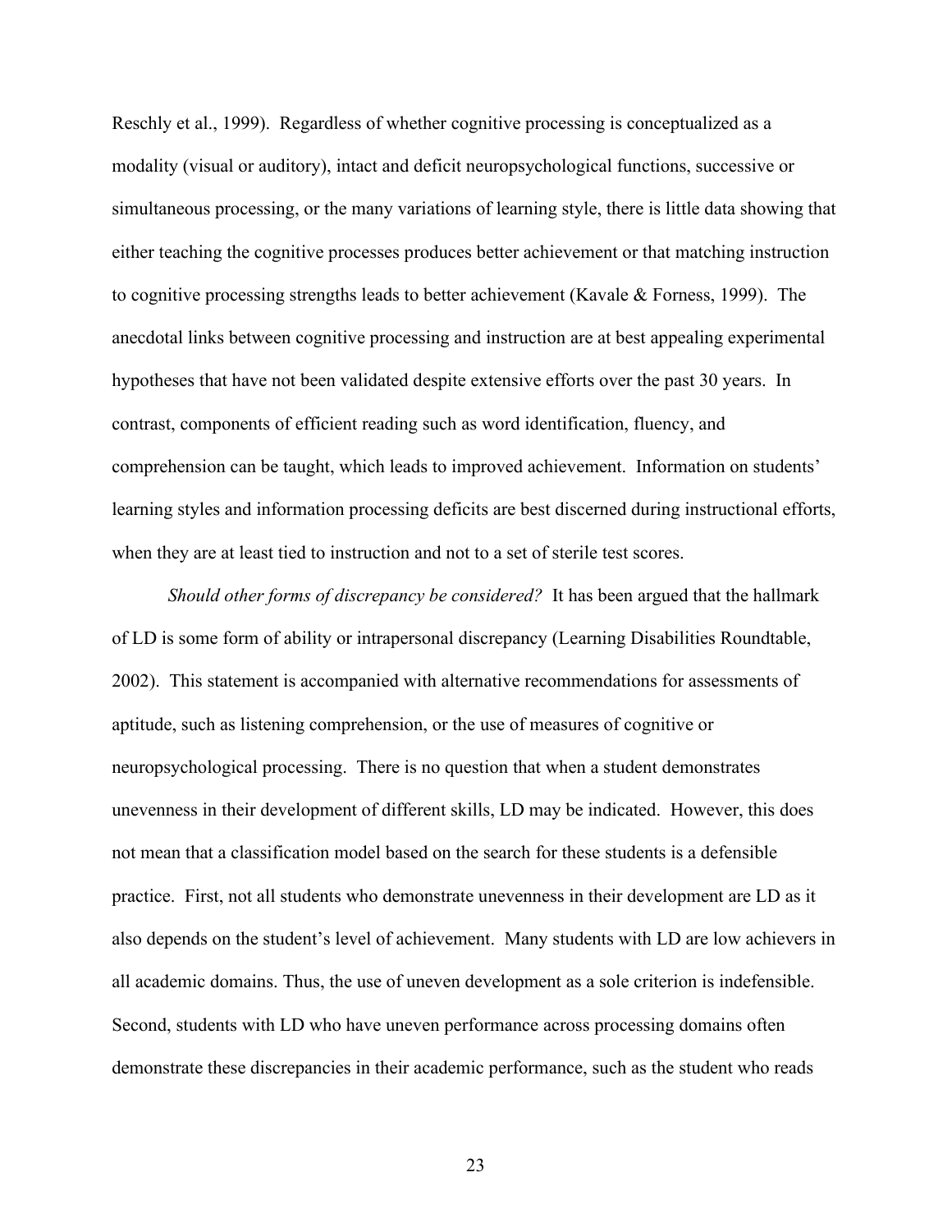Reschly et al., 1999). Regardless of whether cognitive processing is conceptualized as a modality (visual or auditory), intact and deficit neuropsychological functions, successive or simultaneous processing, or the many variations of learning style, there is little data showing that either teaching the cognitive processes produces better achievement or that matching instruction to cognitive processing strengths leads to better achievement (Kavale & Forness, 1999). The anecdotal links between cognitive processing and instruction are at best appealing experimental hypotheses that have not been validated despite extensive efforts over the past 30 years. In contrast, components of efficient reading such as word identification, fluency, and comprehension can be taught, which leads to improved achievement. Information on students' learning styles and information processing deficits are best discerned during instructional efforts, when they are at least tied to instruction and not to a set of sterile test scores.

*Should other forms of discrepancy be considered?* It has been argued that the hallmark of LD is some form of ability or intrapersonal discrepancy (Learning Disabilities Roundtable, 2002). This statement is accompanied with alternative recommendations for assessments of aptitude, such as listening comprehension, or the use of measures of cognitive or neuropsychological processing. There is no question that when a student demonstrates unevenness in their development of different skills, LD may be indicated. However, this does not mean that a classification model based on the search for these students is a defensible practice. First, not all students who demonstrate unevenness in their development are LD as it also depends on the student's level of achievement. Many students with LD are low achievers in all academic domains. Thus, the use of uneven development as a sole criterion is indefensible. Second, students with LD who have uneven performance across processing domains often demonstrate these discrepancies in their academic performance, such as the student who reads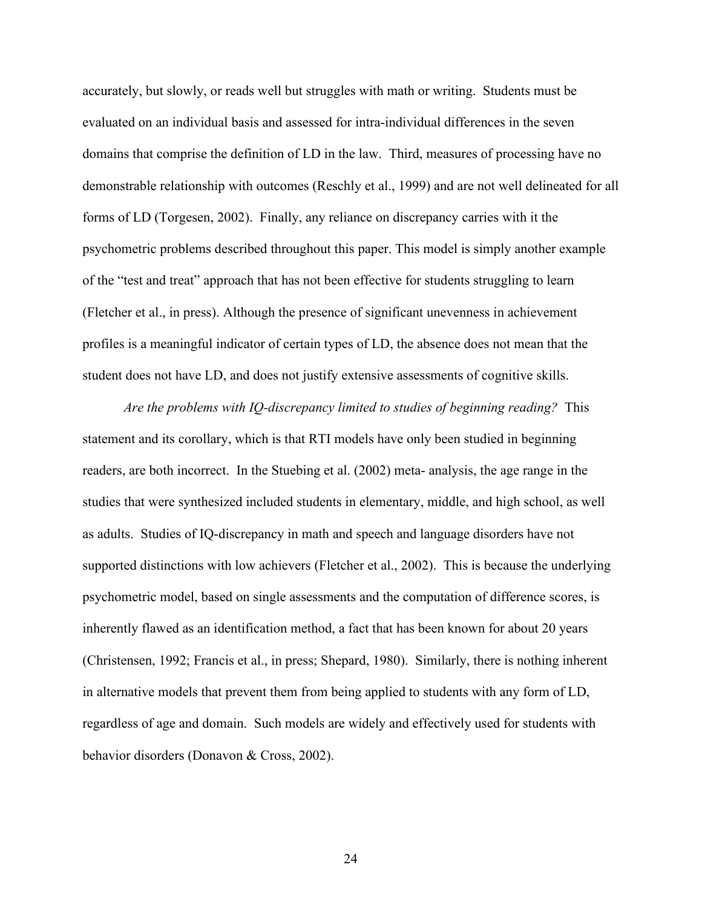accurately, but slowly, or reads well but struggles with math or writing. Students must be evaluated on an individual basis and assessed for intra-individual differences in the seven domains that comprise the definition of LD in the law. Third, measures of processing have no demonstrable relationship with outcomes (Reschly et al., 1999) and are not well delineated for all forms of LD (Torgesen, 2002). Finally, any reliance on discrepancy carries with it the psychometric problems described throughout this paper. This model is simply another example of the "test and treat" approach that has not been effective for students struggling to learn (Fletcher et al., in press). Although the presence of significant unevenness in achievement profiles is a meaningful indicator of certain types of LD, the absence does not mean that the student does not have LD, and does not justify extensive assessments of cognitive skills.

*Are the problems with IQ-discrepancy limited to studies of beginning reading?* This statement and its corollary, which is that RTI models have only been studied in beginning readers, are both incorrect. In the Stuebing et al. (2002) meta- analysis, the age range in the studies that were synthesized included students in elementary, middle, and high school, as well as adults. Studies of IQ-discrepancy in math and speech and language disorders have not supported distinctions with low achievers (Fletcher et al., 2002). This is because the underlying psychometric model, based on single assessments and the computation of difference scores, is inherently flawed as an identification method, a fact that has been known for about 20 years (Christensen, 1992; Francis et al., in press; Shepard, 1980). Similarly, there is nothing inherent in alternative models that prevent them from being applied to students with any form of LD, regardless of age and domain. Such models are widely and effectively used for students with behavior disorders (Donavon & Cross, 2002).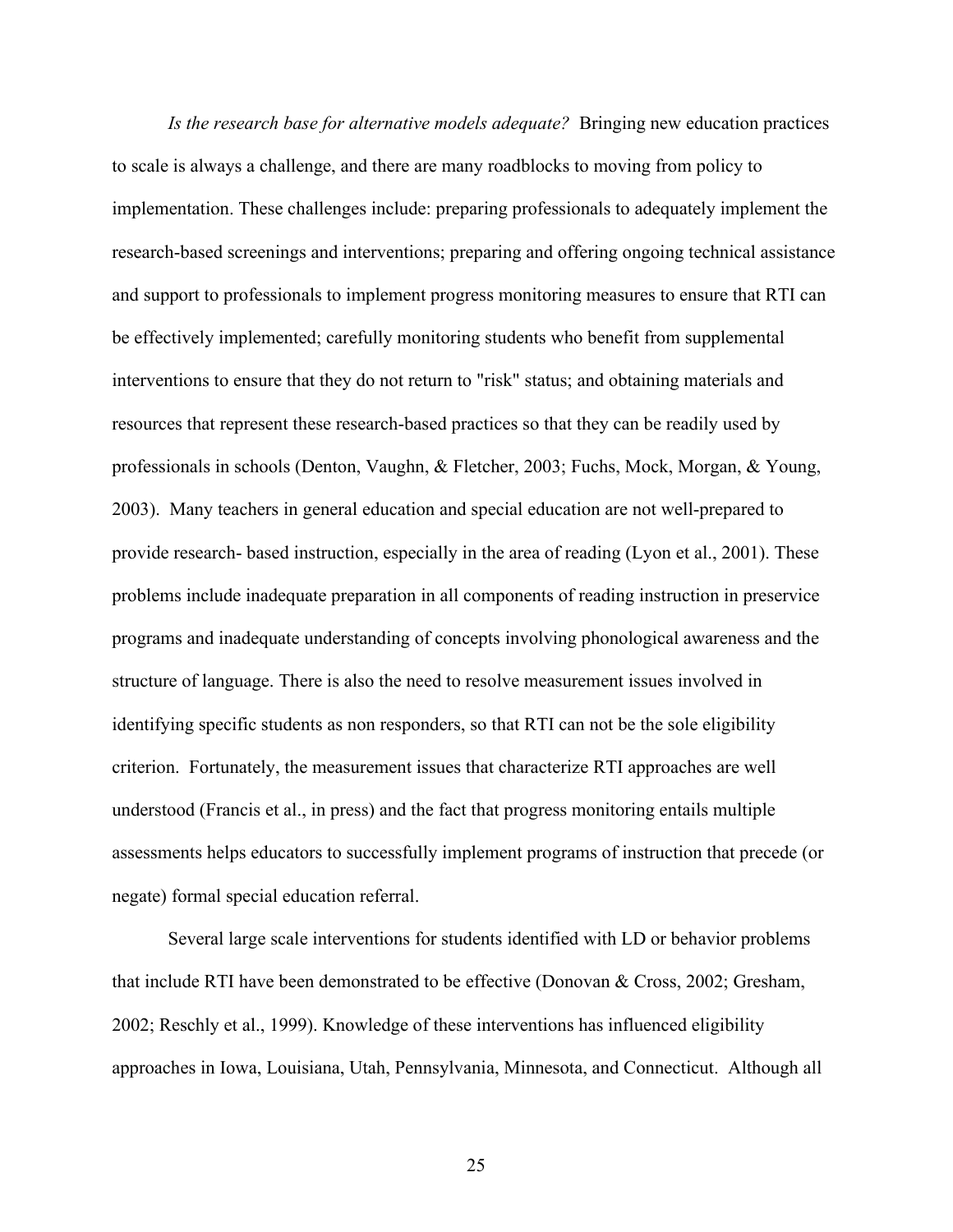*Is the research base for alternative models adequate?* Bringing new education practices to scale is always a challenge, and there are many roadblocks to moving from policy to implementation. These challenges include: preparing professionals to adequately implement the research-based screenings and interventions; preparing and offering ongoing technical assistance and support to professionals to implement progress monitoring measures to ensure that RTI can be effectively implemented; carefully monitoring students who benefit from supplemental interventions to ensure that they do not return to "risk" status; and obtaining materials and resources that represent these research-based practices so that they can be readily used by professionals in schools (Denton, Vaughn, & Fletcher, 2003; Fuchs, Mock, Morgan, & Young, 2003). Many teachers in general education and special education are not well-prepared to provide research- based instruction, especially in the area of reading (Lyon et al., 2001). These problems include inadequate preparation in all components of reading instruction in preservice programs and inadequate understanding of concepts involving phonological awareness and the structure of language. There is also the need to resolve measurement issues involved in identifying specific students as non responders, so that RTI can not be the sole eligibility criterion. Fortunately, the measurement issues that characterize RTI approaches are well understood (Francis et al., in press) and the fact that progress monitoring entails multiple assessments helps educators to successfully implement programs of instruction that precede (or negate) formal special education referral.

Several large scale interventions for students identified with LD or behavior problems that include RTI have been demonstrated to be effective (Donovan & Cross, 2002; Gresham, 2002; Reschly et al., 1999). Knowledge of these interventions has influenced eligibility approaches in Iowa, Louisiana, Utah, Pennsylvania, Minnesota, and Connecticut. Although all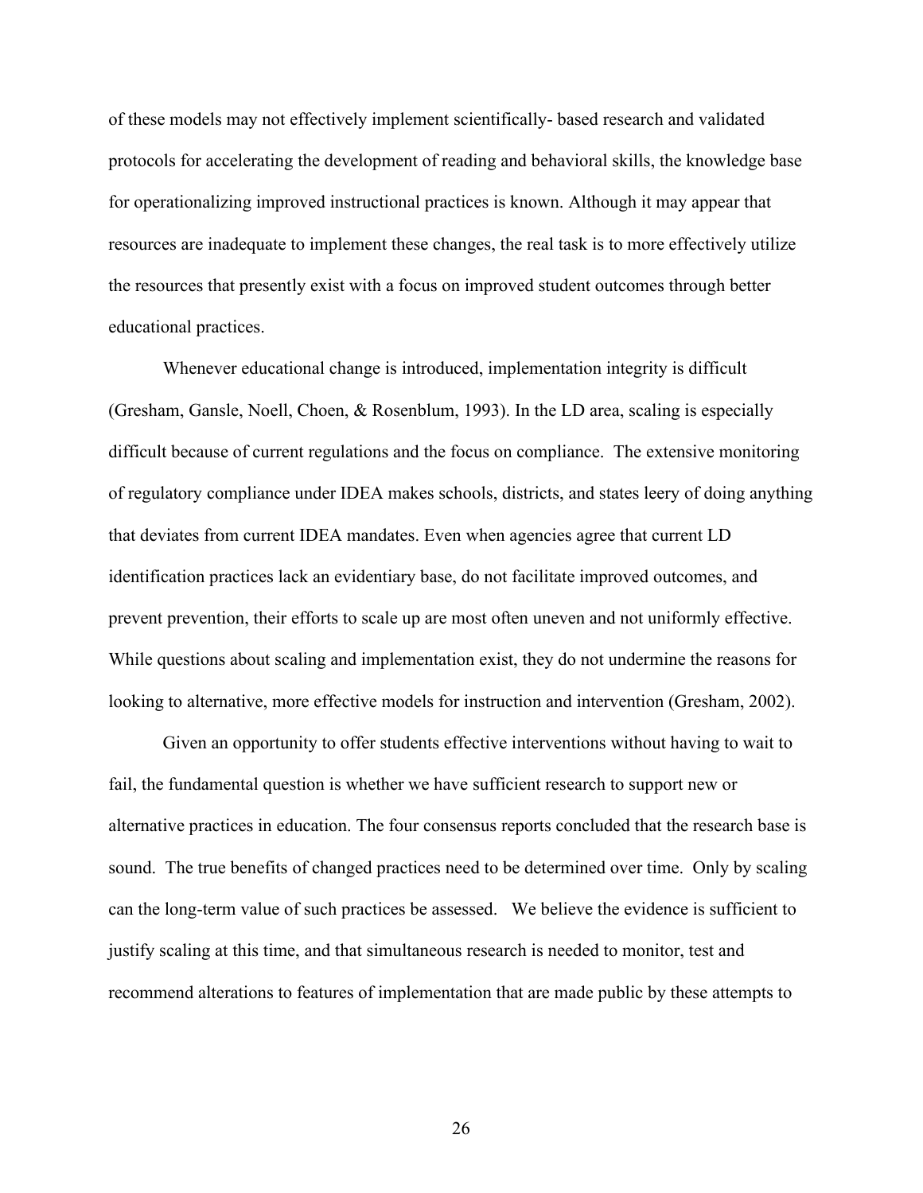of these models may not effectively implement scientifically- based research and validated protocols for accelerating the development of reading and behavioral skills, the knowledge base for operationalizing improved instructional practices is known. Although it may appear that resources are inadequate to implement these changes, the real task is to more effectively utilize the resources that presently exist with a focus on improved student outcomes through better educational practices.

Whenever educational change is introduced, implementation integrity is difficult (Gresham, Gansle, Noell, Choen, & Rosenblum, 1993). In the LD area, scaling is especially difficult because of current regulations and the focus on compliance. The extensive monitoring of regulatory compliance under IDEA makes schools, districts, and states leery of doing anything that deviates from current IDEA mandates. Even when agencies agree that current LD identification practices lack an evidentiary base, do not facilitate improved outcomes, and prevent prevention, their efforts to scale up are most often uneven and not uniformly effective. While questions about scaling and implementation exist, they do not undermine the reasons for looking to alternative, more effective models for instruction and intervention (Gresham, 2002).

Given an opportunity to offer students effective interventions without having to wait to fail, the fundamental question is whether we have sufficient research to support new or alternative practices in education. The four consensus reports concluded that the research base is sound. The true benefits of changed practices need to be determined over time. Only by scaling can the long-term value of such practices be assessed. We believe the evidence is sufficient to justify scaling at this time, and that simultaneous research is needed to monitor, test and recommend alterations to features of implementation that are made public by these attempts to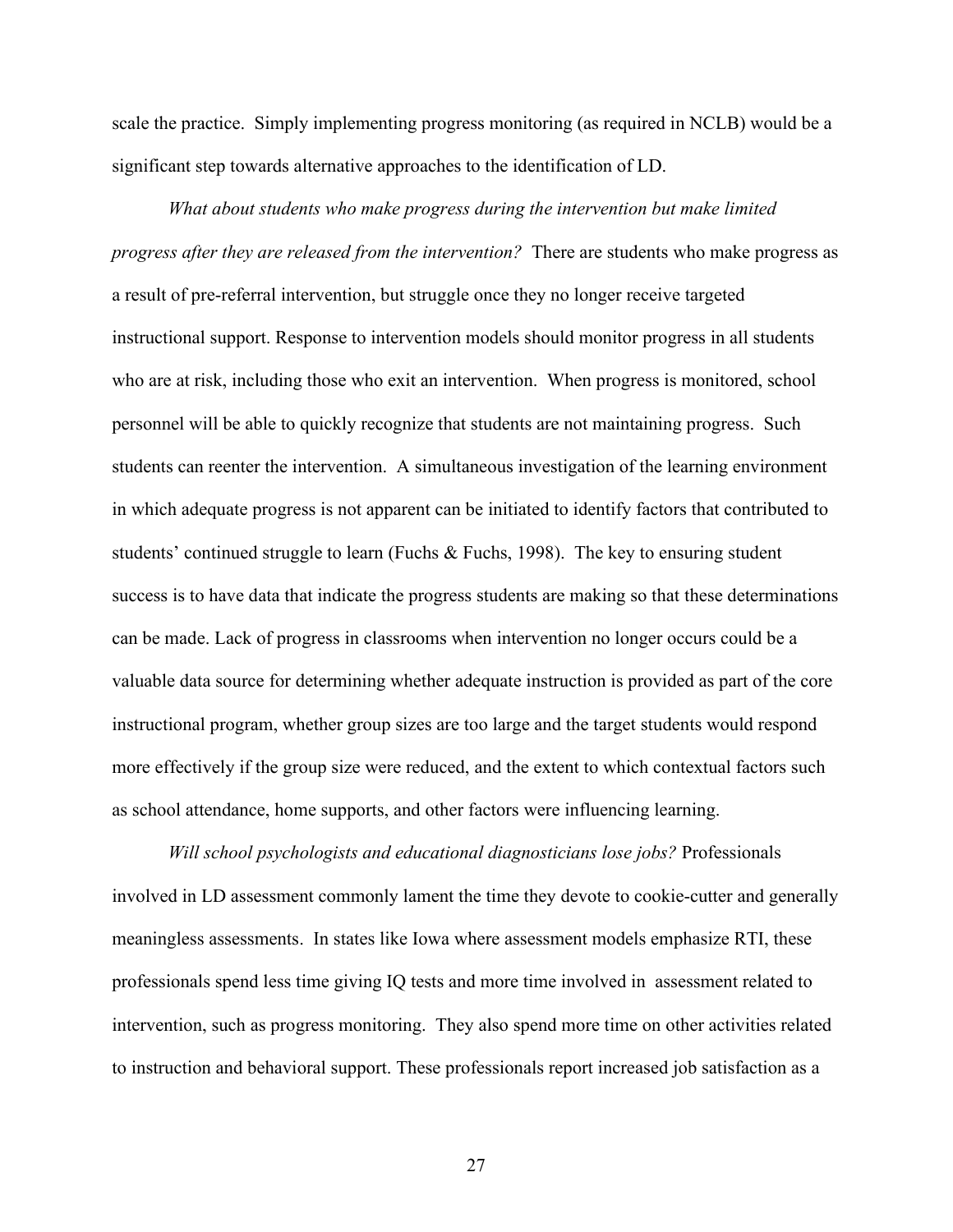scale the practice. Simply implementing progress monitoring (as required in NCLB) would be a significant step towards alternative approaches to the identification of LD.

*What about students who make progress during the intervention but make limited progress after they are released from the intervention?* There are students who make progress as a result of pre-referral intervention, but struggle once they no longer receive targeted instructional support. Response to intervention models should monitor progress in all students who are at risk, including those who exit an intervention. When progress is monitored, school personnel will be able to quickly recognize that students are not maintaining progress. Such students can reenter the intervention. A simultaneous investigation of the learning environment in which adequate progress is not apparent can be initiated to identify factors that contributed to students' continued struggle to learn (Fuchs & Fuchs, 1998). The key to ensuring student success is to have data that indicate the progress students are making so that these determinations can be made. Lack of progress in classrooms when intervention no longer occurs could be a valuable data source for determining whether adequate instruction is provided as part of the core instructional program, whether group sizes are too large and the target students would respond more effectively if the group size were reduced, and the extent to which contextual factors such as school attendance, home supports, and other factors were influencing learning.

*Will school psychologists and educational diagnosticians lose jobs?* Professionals involved in LD assessment commonly lament the time they devote to cookie-cutter and generally meaningless assessments. In states like Iowa where assessment models emphasize RTI, these professionals spend less time giving IQ tests and more time involved in assessment related to intervention, such as progress monitoring. They also spend more time on other activities related to instruction and behavioral support. These professionals report increased job satisfaction as a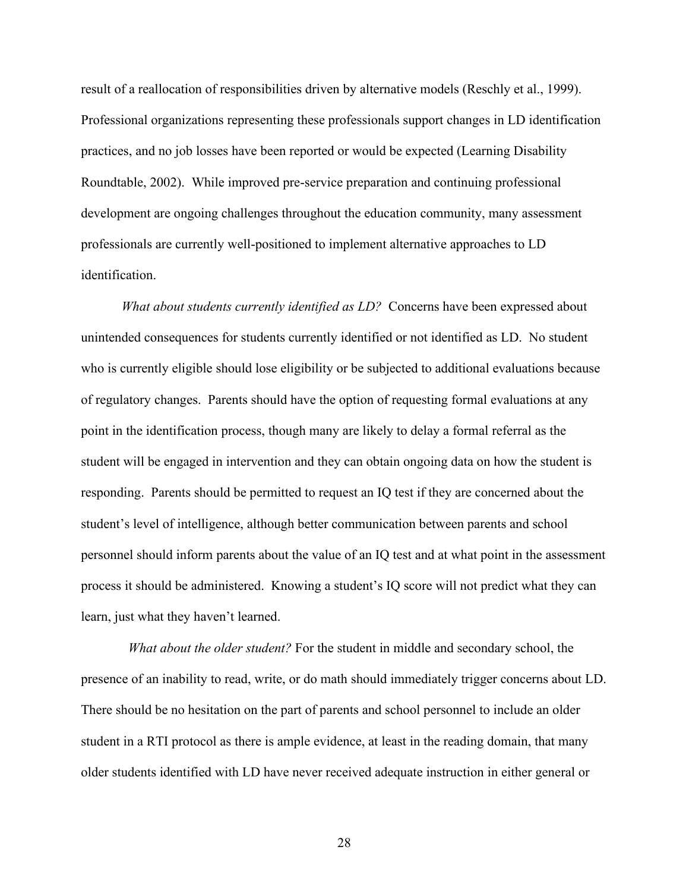result of a reallocation of responsibilities driven by alternative models (Reschly et al., 1999). Professional organizations representing these professionals support changes in LD identification practices, and no job losses have been reported or would be expected (Learning Disability Roundtable, 2002). While improved pre-service preparation and continuing professional development are ongoing challenges throughout the education community, many assessment professionals are currently well-positioned to implement alternative approaches to LD identification.

*What about students currently identified as LD?* Concerns have been expressed about unintended consequences for students currently identified or not identified as LD. No student who is currently eligible should lose eligibility or be subjected to additional evaluations because of regulatory changes. Parents should have the option of requesting formal evaluations at any point in the identification process, though many are likely to delay a formal referral as the student will be engaged in intervention and they can obtain ongoing data on how the student is responding. Parents should be permitted to request an IQ test if they are concerned about the student's level of intelligence, although better communication between parents and school personnel should inform parents about the value of an IQ test and at what point in the assessment process it should be administered. Knowing a student's IQ score will not predict what they can learn, just what they haven't learned.

*What about the older student?* For the student in middle and secondary school, the presence of an inability to read, write, or do math should immediately trigger concerns about LD. There should be no hesitation on the part of parents and school personnel to include an older student in a RTI protocol as there is ample evidence, at least in the reading domain, that many older students identified with LD have never received adequate instruction in either general or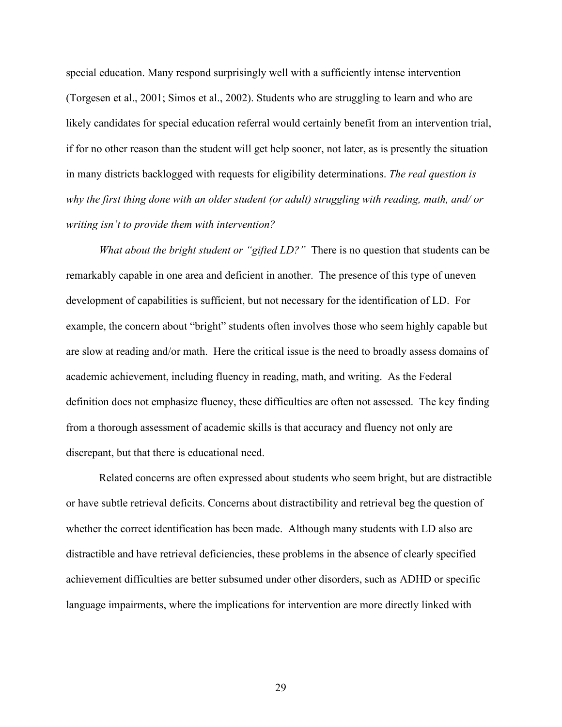special education. Many respond surprisingly well with a sufficiently intense intervention (Torgesen et al., 2001; Simos et al., 2002). Students who are struggling to learn and who are likely candidates for special education referral would certainly benefit from an intervention trial, if for no other reason than the student will get help sooner, not later, as is presently the situation in many districts backlogged with requests for eligibility determinations. *The real question is why the first thing done with an older student (or adult) struggling with reading, math, and/ or writing isn't to provide them with intervention?*

*What about the bright student or "gifted LD?"* There is no question that students can be remarkably capable in one area and deficient in another. The presence of this type of uneven development of capabilities is sufficient, but not necessary for the identification of LD. For example, the concern about "bright" students often involves those who seem highly capable but are slow at reading and/or math. Here the critical issue is the need to broadly assess domains of academic achievement, including fluency in reading, math, and writing. As the Federal definition does not emphasize fluency, these difficulties are often not assessed. The key finding from a thorough assessment of academic skills is that accuracy and fluency not only are discrepant, but that there is educational need.

Related concerns are often expressed about students who seem bright, but are distractible or have subtle retrieval deficits. Concerns about distractibility and retrieval beg the question of whether the correct identification has been made. Although many students with LD also are distractible and have retrieval deficiencies, these problems in the absence of clearly specified achievement difficulties are better subsumed under other disorders, such as ADHD or specific language impairments, where the implications for intervention are more directly linked with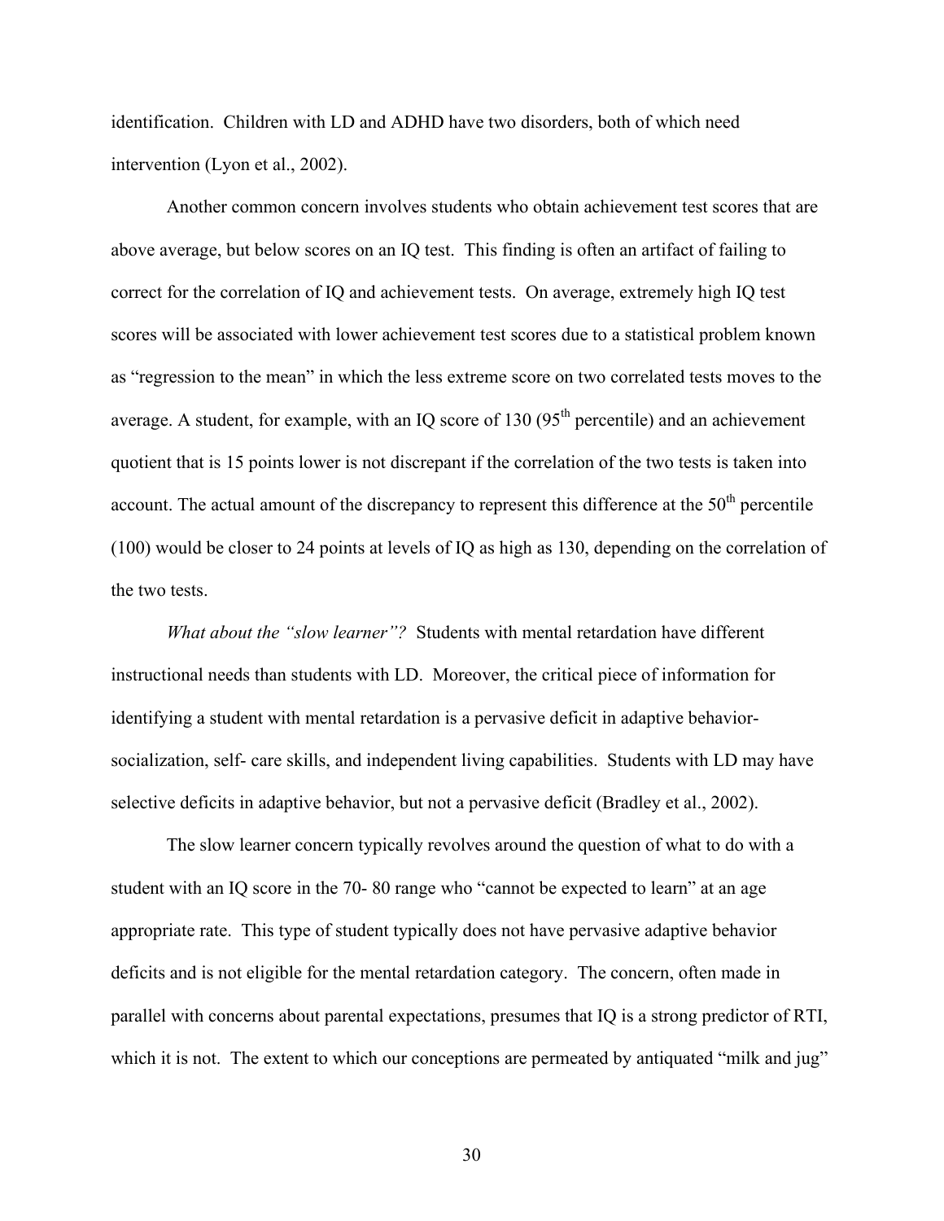identification. Children with LD and ADHD have two disorders, both of which need intervention (Lyon et al., 2002).

Another common concern involves students who obtain achievement test scores that are above average, but below scores on an IQ test. This finding is often an artifact of failing to correct for the correlation of IQ and achievement tests. On average, extremely high IQ test scores will be associated with lower achievement test scores due to a statistical problem known as "regression to the mean" in which the less extreme score on two correlated tests moves to the average. A student, for example, with an IQ score of 130 (95th percentile) and an achievement quotient that is 15 points lower is not discrepant if the correlation of the two tests is taken into account. The actual amount of the discrepancy to represent this difference at the 50th percentile (100) would be closer to 24 points at levels of IQ as high as 130, depending on the correlation of the two tests.

*What about the "slow learner"?* Students with mental retardation have different instructional needs than students with LD. Moreover, the critical piece of information for identifying a student with mental retardation is a pervasive deficit in adaptive behavior-socialization, self- care skills, and independent living capabilities. Students with LD may have selective deficits in adaptive behavior, but not a pervasive deficit (Bradley et al., 2002).

The slow learner concern typically revolves around the question of what to do with a student with an IQ score in the 70- 80 range who "cannot be expected to learn" at an age appropriate rate. This type of student typically does not have pervasive adaptive behavior deficits and is not eligible for the mental retardation category. The concern, often made in parallel with concerns about parental expectations, presumes that IQ is a strong predictor of RTI, which it is not. The extent to which our conceptions are permeated by antiquated "milk and jug"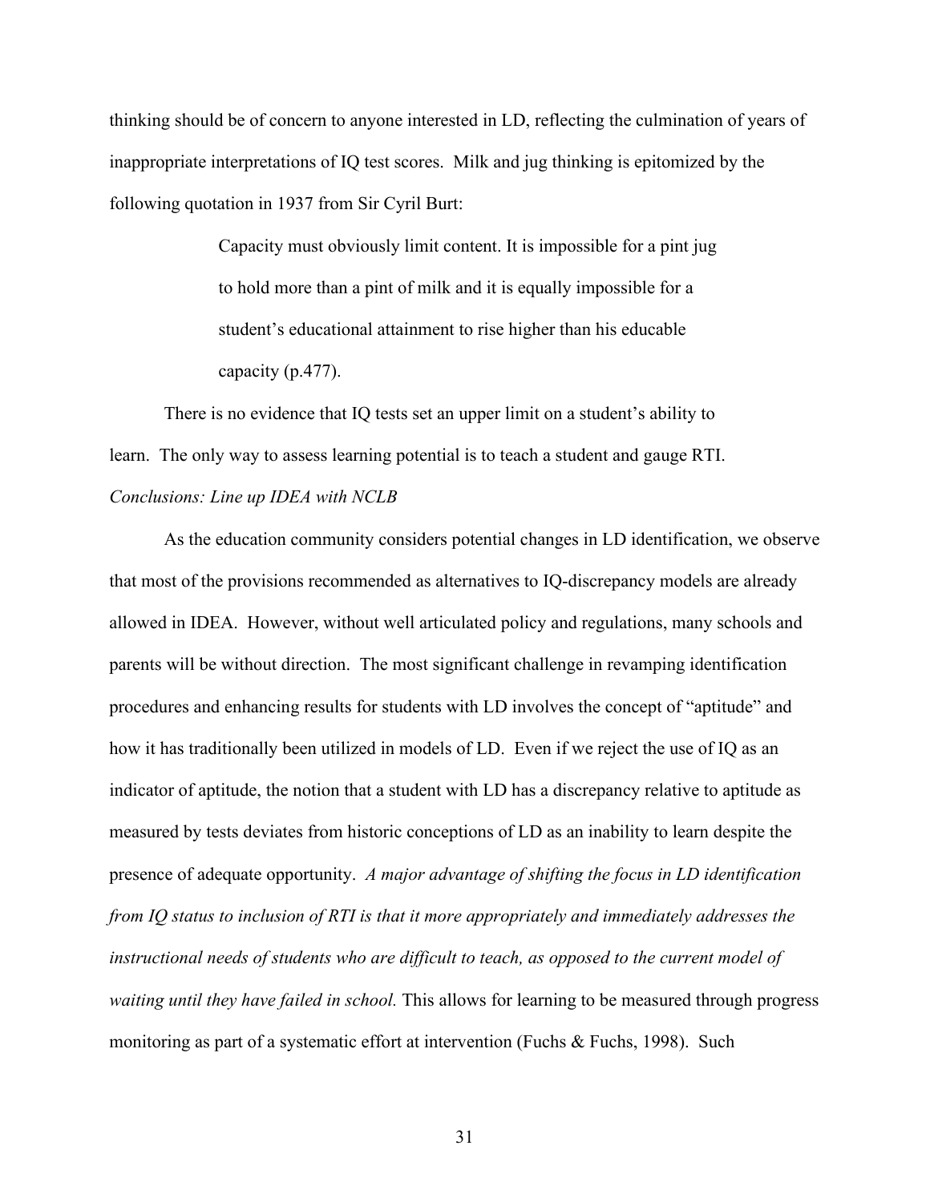thinking should be of concern to anyone interested in LD, reflecting the culmination of years of inappropriate interpretations of IQ test scores. Milk and jug thinking is epitomized by the following quotation in 1937 from Sir Cyril Burt:

> Capacity must obviously limit content. It is impossible for a pint jug to hold more than a pint of milk and it is equally impossible for a student's educational attainment to rise higher than his educable capacity (p.477).

There is no evidence that IQ tests set an upper limit on a student's ability to learn. The only way to assess learning potential is to teach a student and gauge RTI.

*Conclusions: Line up IDEA with NCLB*

As the education community considers potential changes in LD identification, we observe that most of the provisions recommended as alternatives to IQ-discrepancy models are already allowed in IDEA. However, without well articulated policy and regulations, many schools and parents will be without direction. The most significant challenge in revamping identification procedures and enhancing results for students with LD involves the concept of "aptitude" and how it has traditionally been utilized in models of LD. Even if we reject the use of IQ as an indicator of aptitude, the notion that a student with LD has a discrepancy relative to aptitude as measured by tests deviates from historic conceptions of LD as an inability to learn despite the presence of adequate opportunity. *A major advantage of shifting the focus in LD identification from IQ status to inclusion of RTI is that it more appropriately and immediately addresses the instructional needs of students who are difficult to teach, as opposed to the current model of waiting until they have failed in school.* This allows for learning to be measured through progress monitoring as part of a systematic effort at intervention (Fuchs & Fuchs, 1998). Such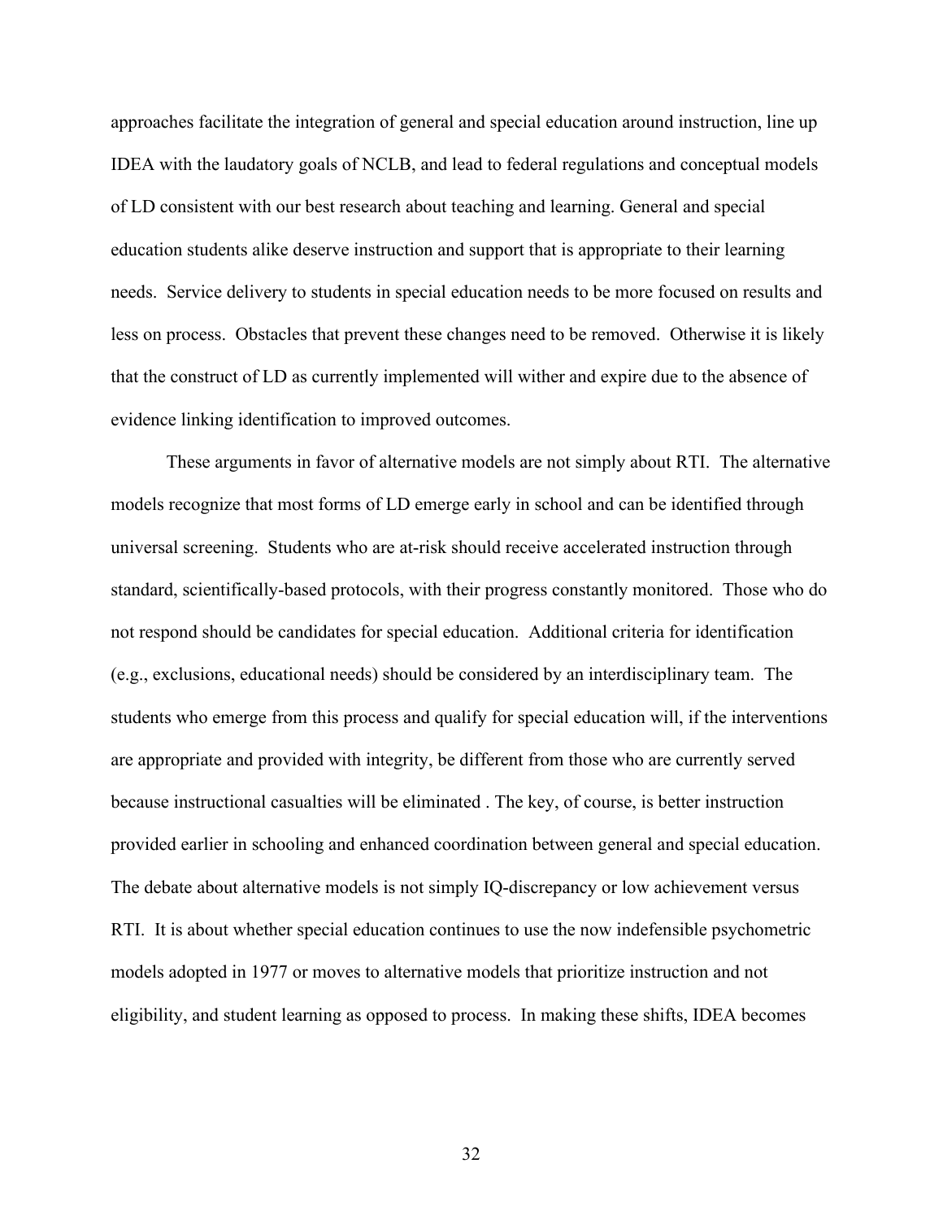approaches facilitate the integration of general and special education around instruction, line up IDEA with the laudatory goals of NCLB, and lead to federal regulations and conceptual models of LD consistent with our best research about teaching and learning. General and special education students alike deserve instruction and support that is appropriate to their learning needs. Service delivery to students in special education needs to be more focused on results and less on process. Obstacles that prevent these changes need to be removed. Otherwise it is likely that the construct of LD as currently implemented will wither and expire due to the absence of evidence linking identification to improved outcomes.

These arguments in favor of alternative models are not simply about RTI. The alternative models recognize that most forms of LD emerge early in school and can be identified through universal screening. Students who are at-risk should receive accelerated instruction through standard, scientifically-based protocols, with their progress constantly monitored. Those who do not respond should be candidates for special education. Additional criteria for identification (e.g., exclusions, educational needs) should be considered by an interdisciplinary team. The students who emerge from this process and qualify for special education will, if the interventions are appropriate and provided with integrity, be different from those who are currently served because instructional casualties will be eliminated . The key, of course, is better instruction provided earlier in schooling and enhanced coordination between general and special education. The debate about alternative models is not simply IQ-discrepancy or low achievement versus RTI. It is about whether special education continues to use the now indefensible psychometric models adopted in 1977 or moves to alternative models that prioritize instruction and not eligibility, and student learning as opposed to process. In making these shifts, IDEA becomes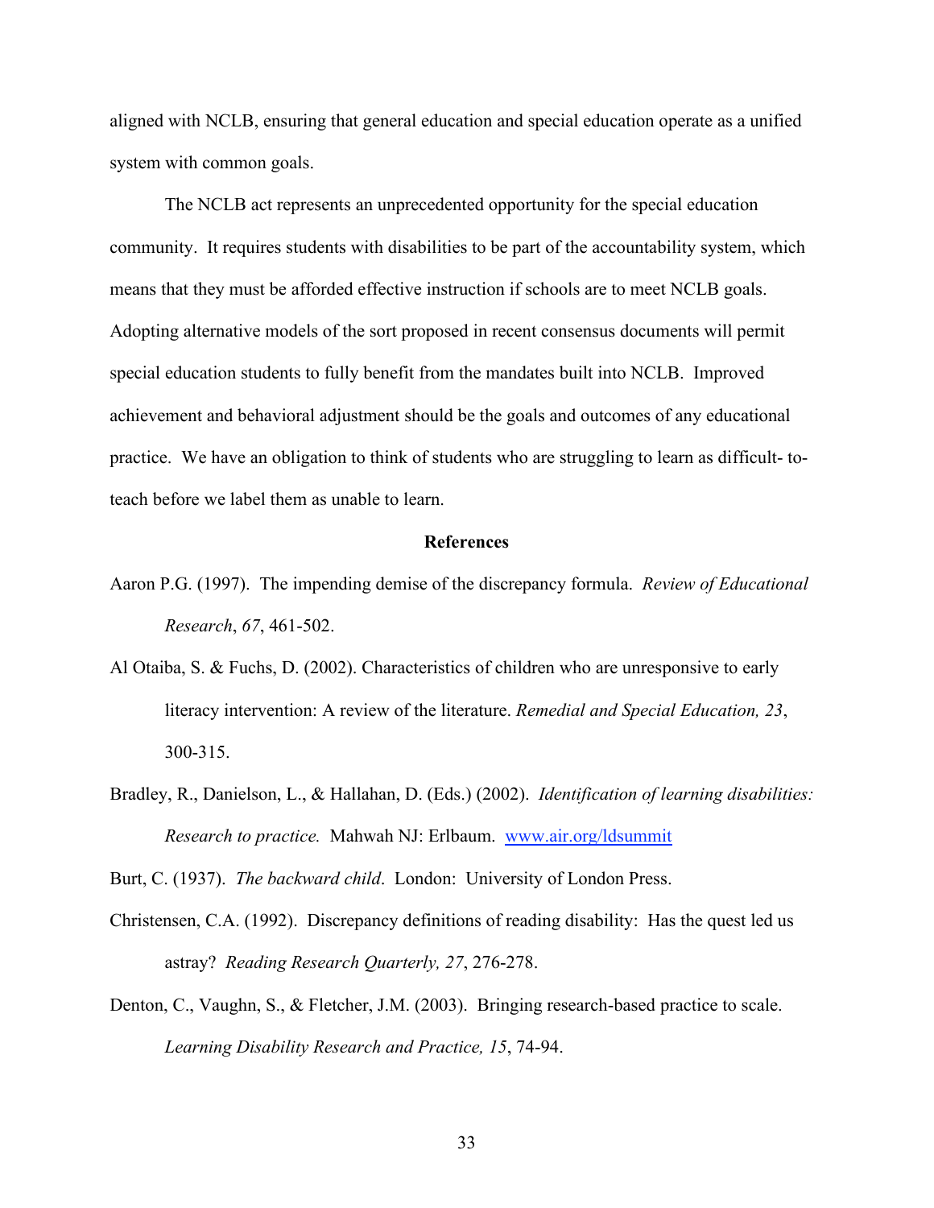aligned with NCLB, ensuring that general education and special education operate as a unified system with common goals.

The NCLB act represents an unprecedented opportunity for the special education community. It requires students with disabilities to be part of the accountability system, which means that they must be afforded effective instruction if schools are to meet NCLB goals. Adopting alternative models of the sort proposed in recent consensus documents will permit special education students to fully benefit from the mandates built into NCLB. Improved achievement and behavioral adjustment should be the goals and outcomes of any educational practice. We have an obligation to think of students who are struggling to learn as difficult- to-teach before we label them as unable to learn.

## References

Aaron P.G. (1997). The impending demise of the discrepancy formula. *Review of Educational Research*, *67*, 461-502.

Al Otaiba, S. & Fuchs, D. (2002). Characteristics of children who are unresponsive to early literacy intervention: A review of the literature. *Remedial and Special Education, 23*, 300-315.

Bradley, R., Danielson, L., & Hallahan, D. (Eds.) (2002). *Identification of learning disabilities: Research to practice.* Mahwah NJ: Erlbaum. www.air.org/ldsummit

Burt, C. (1937). *The backward child*. London: University of London Press.

Christensen, C.A. (1992). Discrepancy definitions of reading disability: Has the quest led us astray? *Reading Research Quarterly, 27*, 276-278.

Denton, C., Vaughn, S., & Fletcher, J.M. (2003). Bringing research-based practice to scale. *Learning Disability Research and Practice, 15*, 74-94.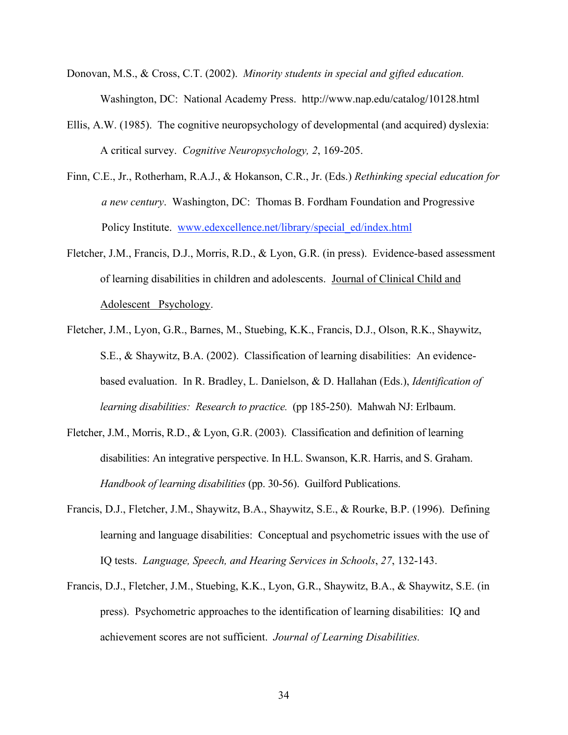Donovan, M.S., & Cross, C.T. (2002). *Minority students in special and gifted education.* Washington, DC: National Academy Press. http://www.nap.edu/catalog/10128.html

Ellis, A.W. (1985). The cognitive neuropsychology of developmental (and acquired) dyslexia: A critical survey. *Cognitive Neuropsychology, 2*, 169-205.

Finn, C.E., Jr., Rotherham, R.A.J., & Hokanson, C.R., Jr. (Eds.) *Rethinking special education for a new century*. Washington, DC: Thomas B. Fordham Foundation and Progressive Policy Institute. www.edexcellence.net/library/special_ed/index.html

Fletcher, J.M., Francis, D.J., Morris, R.D., & Lyon, G.R. (in press). Evidence-based assessment of learning disabilities in children and adolescents. Journal of Clinical Child and Adolescent Psychology.

Fletcher, J.M., Lyon, G.R., Barnes, M., Stuebing, K.K., Francis, D.J., Olson, R.K., Shaywitz, S.E., & Shaywitz, B.A. (2002). Classification of learning disabilities: An evidence-based evaluation. In R. Bradley, L. Danielson, & D. Hallahan (Eds.), *Identification of learning disabilities: Research to practice.* (pp 185-250). Mahwah NJ: Erlbaum.

Fletcher, J.M., Morris, R.D., & Lyon, G.R. (2003). Classification and definition of learning disabilities: An integrative perspective. In H.L. Swanson, K.R. Harris, and S. Graham. *Handbook of learning disabilities* (pp. 30-56). Guilford Publications.

Francis, D.J., Fletcher, J.M., Shaywitz, B.A., Shaywitz, S.E., & Rourke, B.P. (1996). Defining learning and language disabilities: Conceptual and psychometric issues with the use of IQ tests. *Language, Speech, and Hearing Services in Schools*, *27*, 132-143.

Francis, D.J., Fletcher, J.M., Stuebing, K.K., Lyon, G.R., Shaywitz, B.A., & Shaywitz, S.E. (in press). Psychometric approaches to the identification of learning disabilities: IQ and achievement scores are not sufficient. *Journal of Learning Disabilities.*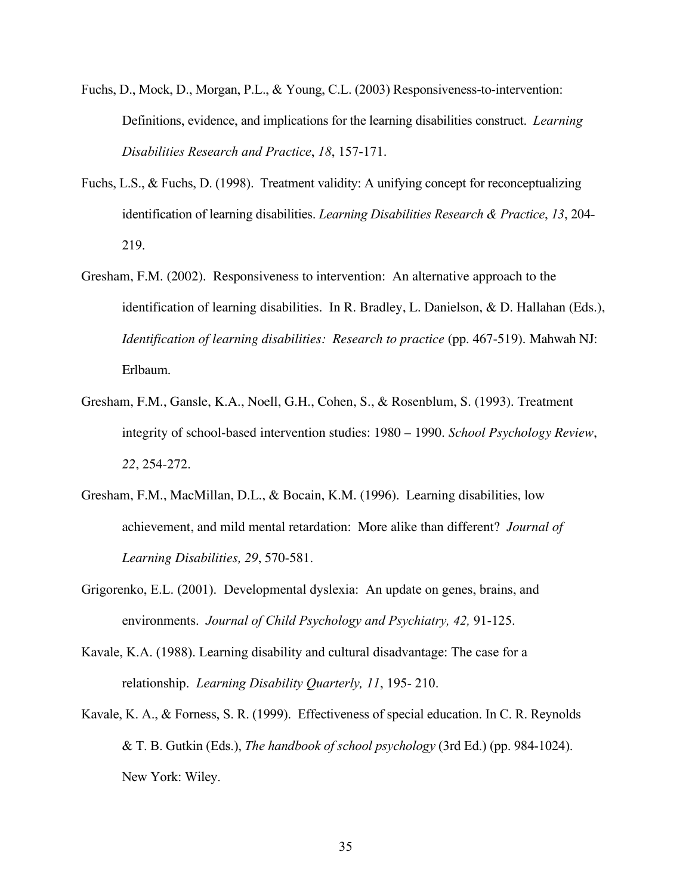Fuchs, D., Mock, D., Morgan, P.L., & Young, C.L. (2003) Responsiveness-to-intervention: Definitions, evidence, and implications for the learning disabilities construct. *Learning Disabilities Research and Practice*, *18*, 157-171.

Fuchs, L.S., & Fuchs, D. (1998). Treatment validity: A unifying concept for reconceptualizing identification of learning disabilities. *Learning Disabilities Research & Practice*, *13*, 204-219.

Gresham, F.M. (2002). Responsiveness to intervention: An alternative approach to the identification of learning disabilities. In R. Bradley, L. Danielson, & D. Hallahan (Eds.), *Identification of learning disabilities: Research to practice* (pp. 467-519). Mahwah NJ: Erlbaum.

Gresham, F.M., Gansle, K.A., Noell, G.H., Cohen, S., & Rosenblum, S. (1993). Treatment integrity of school-based intervention studies: 1980 – 1990. *School Psychology Review*, *22*, 254-272.

Gresham, F.M., MacMillan, D.L., & Bocain, K.M. (1996). Learning disabilities, low achievement, and mild mental retardation: More alike than different? *Journal of Learning Disabilities, 29*, 570-581.

Grigorenko, E.L. (2001). Developmental dyslexia: An update on genes, brains, and environments. *Journal of Child Psychology and Psychiatry, 42,* 91-125.

Kavale, K.A. (1988). Learning disability and cultural disadvantage: The case for a relationship. *Learning Disability Quarterly, 11*, 195- 210.

Kavale, K. A., & Forness, S. R. (1999). Effectiveness of special education. In C. R. Reynolds & T. B. Gutkin (Eds.), *The handbook of school psychology* (3rd Ed.) (pp. 984-1024). New York: Wiley.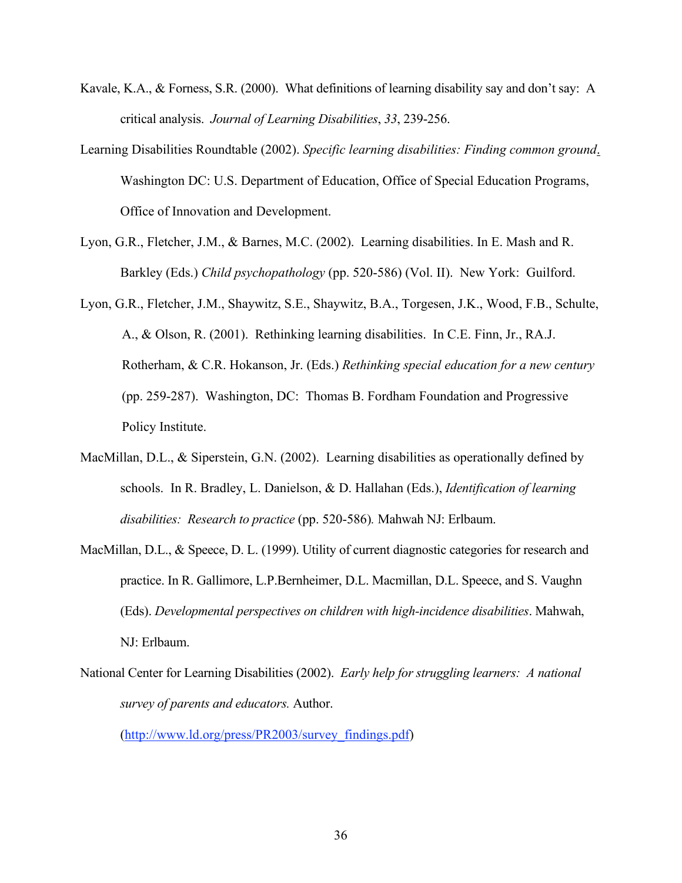Kavale, K.A., & Forness, S.R. (2000). What definitions of learning disability say and don't say: A critical analysis. *Journal of Learning Disabilities*, *33*, 239-256.

Learning Disabilities Roundtable (2002). *Specific learning disabilities: Finding common ground*. Washington DC: U.S. Department of Education, Office of Special Education Programs, Office of Innovation and Development.

Lyon, G.R., Fletcher, J.M., & Barnes, M.C. (2002). Learning disabilities. In E. Mash and R. Barkley (Eds.) *Child psychopathology* (pp. 520-586) (Vol. II). New York: Guilford.

Lyon, G.R., Fletcher, J.M., Shaywitz, S.E., Shaywitz, B.A., Torgesen, J.K., Wood, F.B., Schulte, A., & Olson, R. (2001). Rethinking learning disabilities. In C.E. Finn, Jr., RA.J. Rotherham, & C.R. Hokanson, Jr. (Eds.) *Rethinking special education for a new century* (pp. 259-287). Washington, DC: Thomas B. Fordham Foundation and Progressive Policy Institute.

MacMillan, D.L., & Siperstein, G.N. (2002). Learning disabilities as operationally defined by schools. In R. Bradley, L. Danielson, & D. Hallahan (Eds.), *Identification of learning disabilities: Research to practice* (pp. 520-586). Mahwah NJ: Erlbaum.

MacMillan, D.L., & Speece, D. L. (1999). Utility of current diagnostic categories for research and practice. In R. Gallimore, L.P.Bernheimer, D.L. Macmillan, D.L. Speece, and S. Vaughn (Eds). *Developmental perspectives on children with high-incidence disabilities*. Mahwah, NJ: Erlbaum.

National Center for Learning Disabilities (2002). *Early help for struggling learners: A national survey of parents and educators.* Author. (http://www.ld.org/press/PR2003/survey_findings.pdf)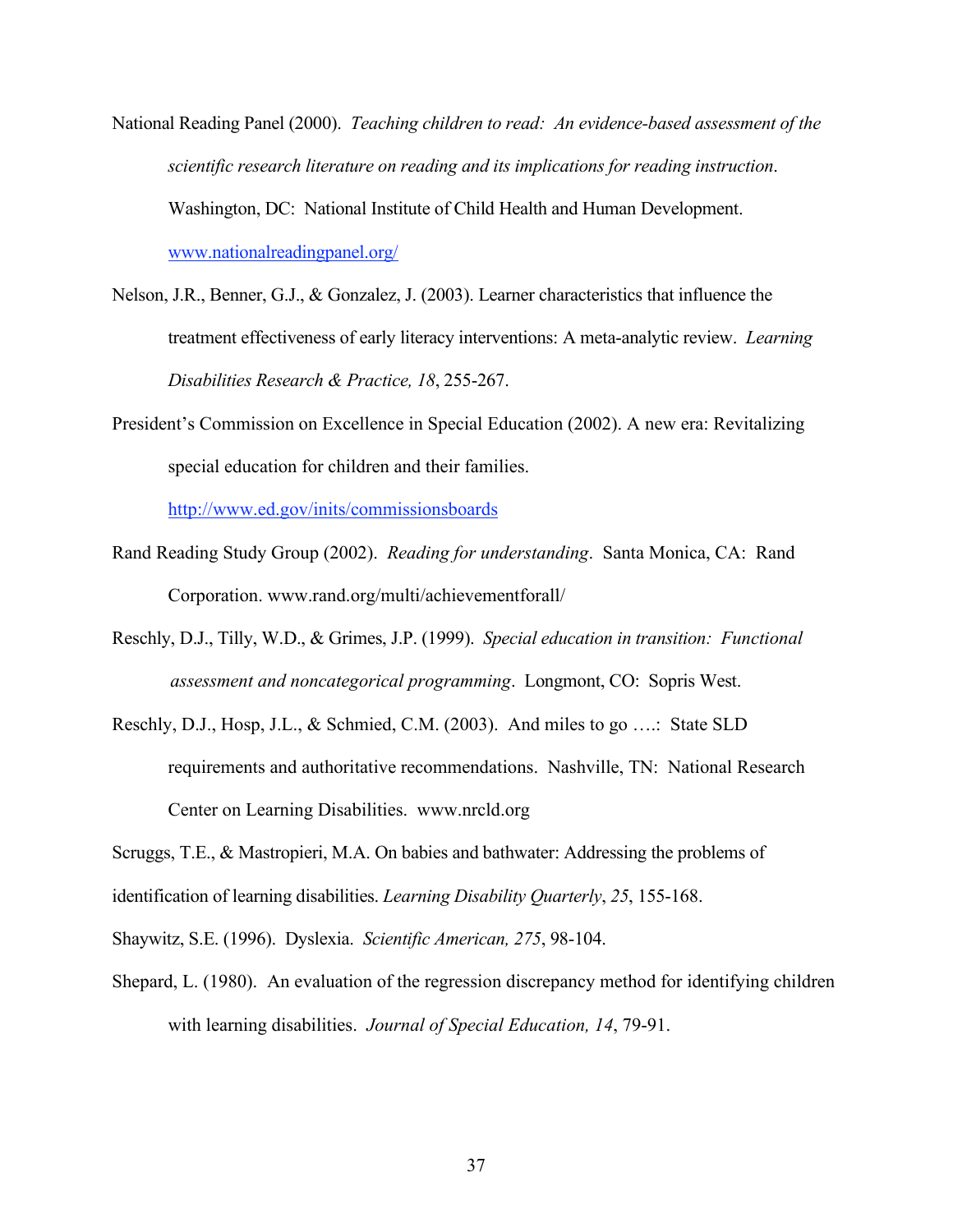National Reading Panel (2000). *Teaching children to read: An evidence-based assessment of the scientific research literature on reading and its implications for reading instruction*. Washington, DC: National Institute of Child Health and Human Development. www.nationalreadingpanel.org/

Nelson, J.R., Benner, G.J., & Gonzalez, J. (2003). Learner characteristics that influence the treatment effectiveness of early literacy interventions: A meta-analytic review. *Learning Disabilities Research & Practice, 18*, 255-267.

President's Commission on Excellence in Special Education (2002). A new era: Revitalizing special education for children and their families. http://www.ed.gov/inits/commissionsboards

Rand Reading Study Group (2002). *Reading for understanding*. Santa Monica, CA: Rand Corporation. www.rand.org/multi/achievementforall/

Reschly, D.J., Tilly, W.D., & Grimes, J.P. (1999). *Special education in transition: Functional assessment and noncategorical programming*. Longmont, CO: Sopris West.

Reschly, D.J., Hosp, J.L., & Schmied, C.M. (2003). And miles to go ….: State SLD requirements and authoritative recommendations. Nashville, TN: National Research Center on Learning Disabilities. www.nrcld.org

Scruggs, T.E., & Mastropieri, M.A. On babies and bathwater: Addressing the problems of identification of learning disabilities. *Learning Disability Quarterly*, *25*, 155-168.

Shaywitz, S.E. (1996). Dyslexia. *Scientific American, 275*, 98-104.

Shepard, L. (1980). An evaluation of the regression discrepancy method for identifying children with learning disabilities. *Journal of Special Education, 14*, 79-91.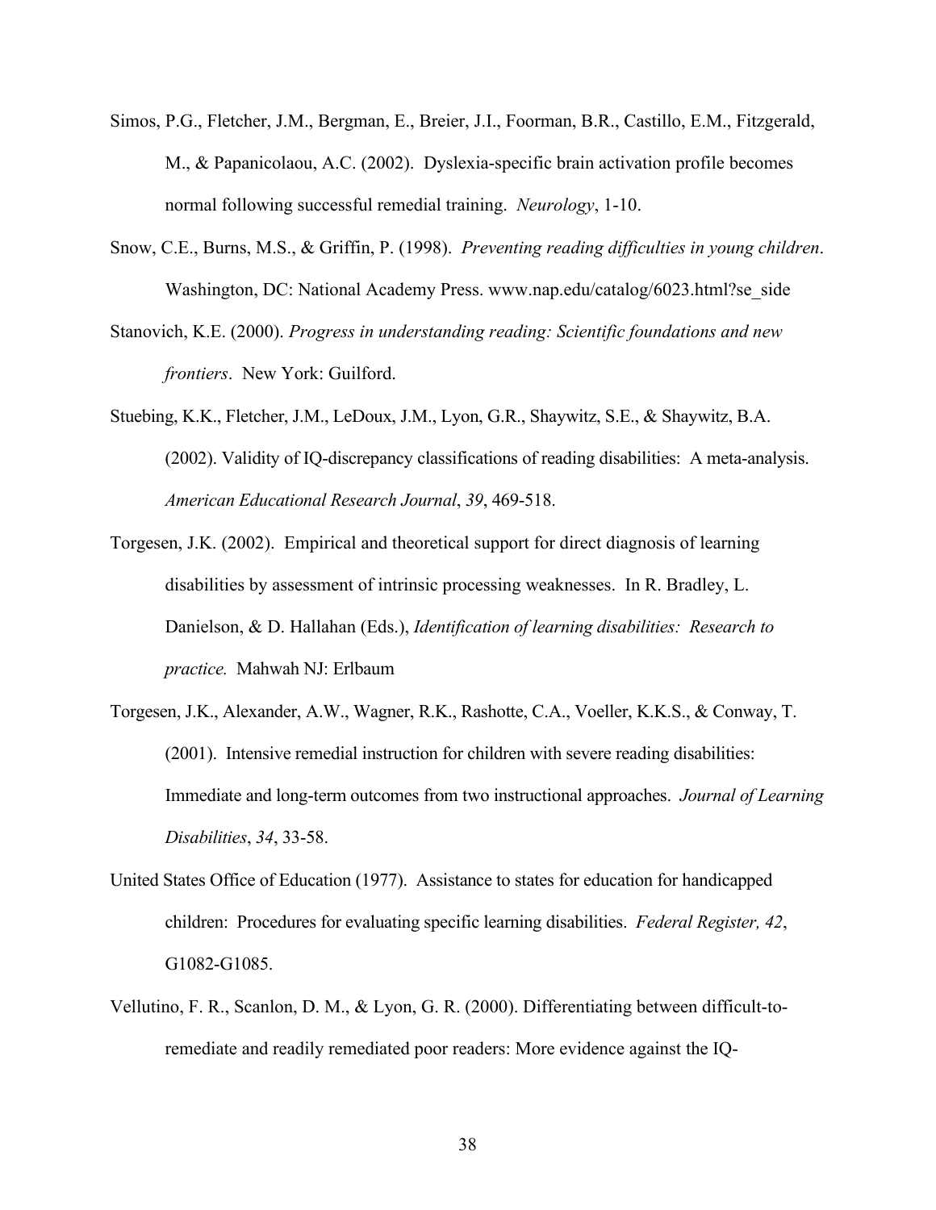Simos, P.G., Fletcher, J.M., Bergman, E., Breier, J.I., Foorman, B.R., Castillo, E.M., Fitzgerald, M., & Papanicolaou, A.C. (2002). Dyslexia-specific brain activation profile becomes normal following successful remedial training. *Neurology*, 1-10.

Snow, C.E., Burns, M.S., & Griffin, P. (1998). *Preventing reading difficulties in young children*. Washington, DC: National Academy Press. www.nap.edu/catalog/6023.html?se_side

Stanovich, K.E. (2000). *Progress in understanding reading: Scientific foundations and new frontiers*. New York: Guilford.

Stuebing, K.K., Fletcher, J.M., LeDoux, J.M., Lyon, G.R., Shaywitz, S.E., & Shaywitz, B.A. (2002). Validity of IQ-discrepancy classifications of reading disabilities: A meta-analysis. *American Educational Research Journal*, *39*, 469-518.

Torgesen, J.K. (2002). Empirical and theoretical support for direct diagnosis of learning disabilities by assessment of intrinsic processing weaknesses. In R. Bradley, L. Danielson, & D. Hallahan (Eds.), *Identification of learning disabilities: Research to practice.* Mahwah NJ: Erlbaum

Torgesen, J.K., Alexander, A.W., Wagner, R.K., Rashotte, C.A., Voeller, K.K.S., & Conway, T. (2001). Intensive remedial instruction for children with severe reading disabilities: Immediate and long-term outcomes from two instructional approaches. *Journal of Learning Disabilities*, *34*, 33-58.

United States Office of Education (1977). Assistance to states for education for handicapped children: Procedures for evaluating specific learning disabilities. *Federal Register, 42*, G1082-G1085.

Vellutino, F. R., Scanlon, D. M., & Lyon, G. R. (2000). Differentiating between difficult-to-remediate and readily remediated poor readers: More evidence against the IQ-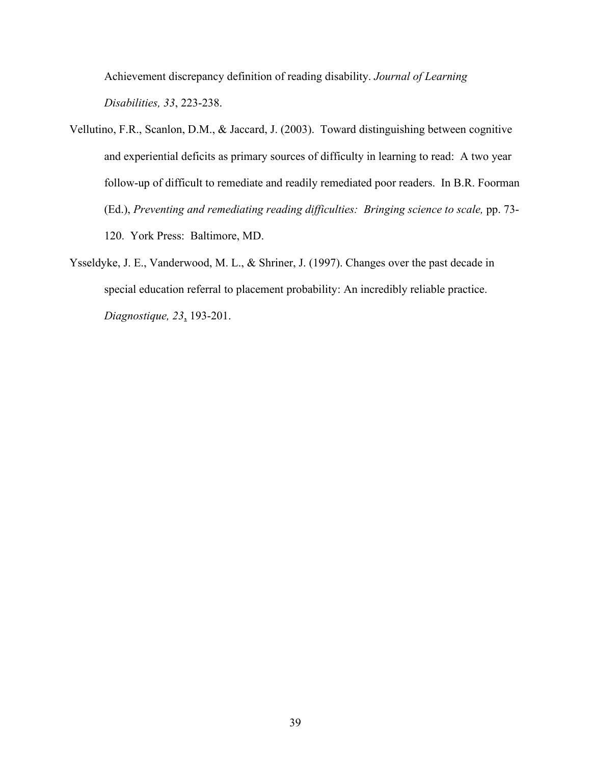Achievement discrepancy definition of reading disability. *Journal of Learning Disabilities, 33*, 223-238.

Vellutino, F.R., Scanlon, D.M., & Jaccard, J. (2003). Toward distinguishing between cognitive and experiential deficits as primary sources of difficulty in learning to read: A two year follow-up of difficult to remediate and readily remediated poor readers. In B.R. Foorman (Ed.), *Preventing and remediating reading difficulties: Bringing science to scale,* pp. 73-120. York Press: Baltimore, MD.

Ysseldyke, J. E., Vanderwood, M. L., & Shriner, J. (1997). Changes over the past decade in special education referral to placement probability: An incredibly reliable practice. *Diagnostique, 23*, 193-201.